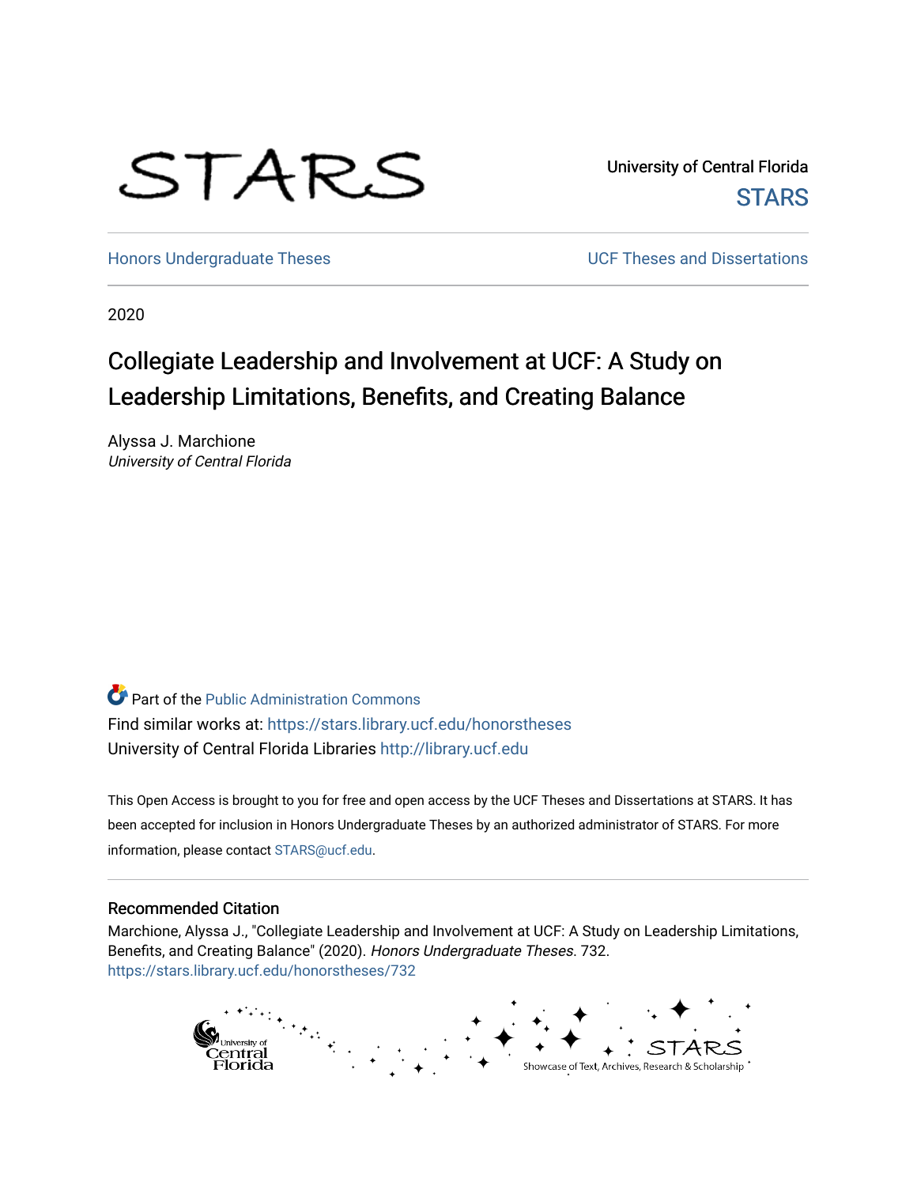STARS

University of Central Florida
STARS

Honors Undergraduate Theses

UCF Theses and Dissertations

2020

# Collegiate Leadership and Involvement at UCF: A Study on Leadership Limitations, Benefits, and Creating Balance

Alyssa J. Marchione
*University of Central Florida*

Part of the Public Administration Commons
Find similar works at: https://stars.library.ucf.edu/honorstheses
University of Central Florida Libraries http://library.ucf.edu

This Open Access is brought to you for free and open access by the UCF Theses and Dissertations at STARS. It has been accepted for inclusion in Honors Undergraduate Theses by an authorized administrator of STARS. For more information, please contact STARS@ucf.edu.

## Recommended Citation

Marchione, Alyssa J., "Collegiate Leadership and Involvement at UCF: A Study on Leadership Limitations, Benefits, and Creating Balance" (2020). *Honors Undergraduate Theses*. 732.
https://stars.library.ucf.edu/honorstheses/732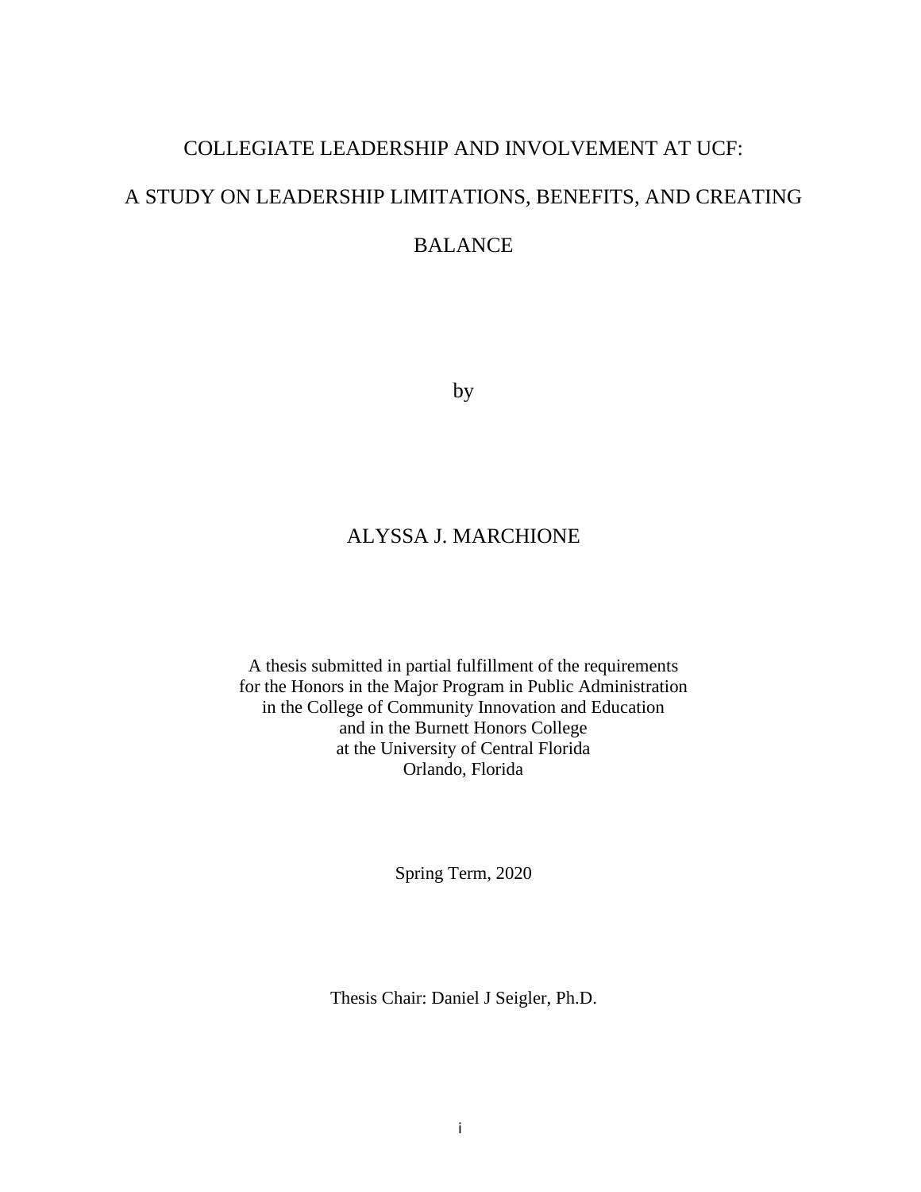# COLLEGIATE LEADERSHIP AND INVOLVEMENT AT UCF:

# A STUDY ON LEADERSHIP LIMITATIONS, BENEFITS, AND CREATING BALANCE

by

ALYSSA J. MARCHIONE

A thesis submitted in partial fulfillment of the requirements
for the Honors in the Major Program in Public Administration
in the College of Community Innovation and Education
and in the Burnett Honors College
at the University of Central Florida
Orlando, Florida

Spring Term, 2020

Thesis Chair: Daniel J Seigler, Ph.D.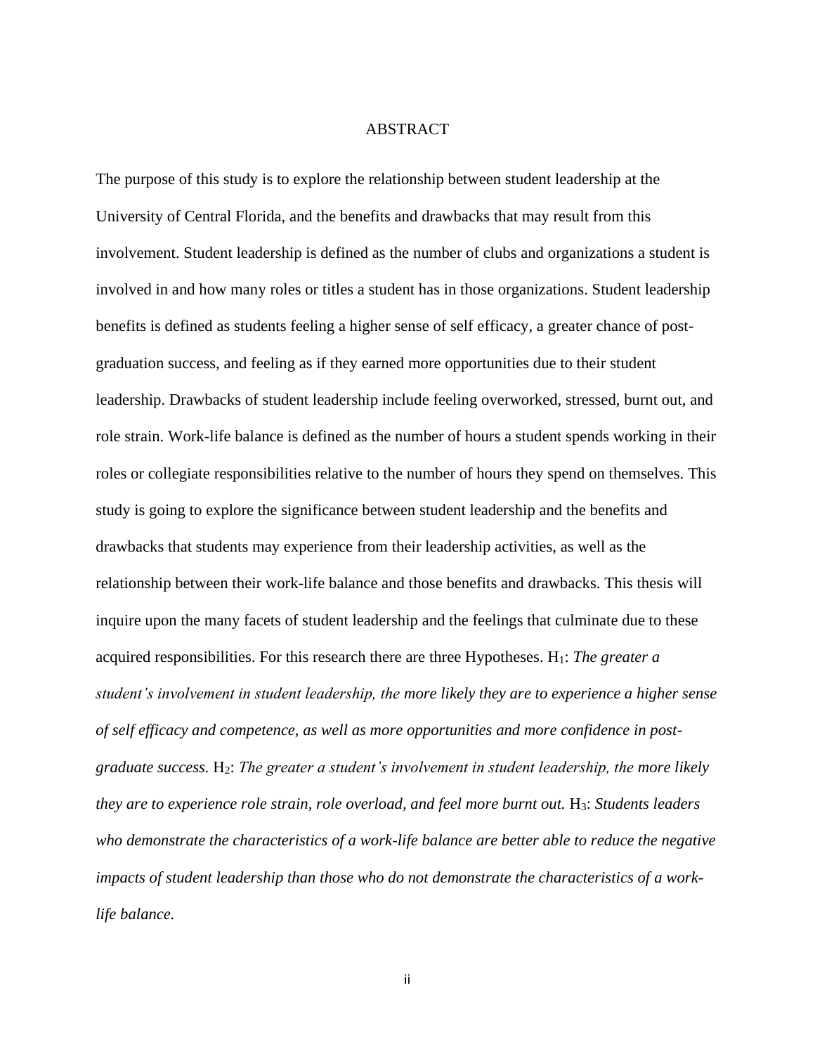# ABSTRACT

The purpose of this study is to explore the relationship between student leadership at the University of Central Florida, and the benefits and drawbacks that may result from this involvement. Student leadership is defined as the number of clubs and organizations a student is involved in and how many roles or titles a student has in those organizations. Student leadership benefits is defined as students feeling a higher sense of self efficacy, a greater chance of post-graduation success, and feeling as if they earned more opportunities due to their student leadership. Drawbacks of student leadership include feeling overworked, stressed, burnt out, and role strain. Work-life balance is defined as the number of hours a student spends working in their roles or collegiate responsibilities relative to the number of hours they spend on themselves. This study is going to explore the significance between student leadership and the benefits and drawbacks that students may experience from their leadership activities, as well as the relationship between their work-life balance and those benefits and drawbacks. This thesis will inquire upon the many facets of student leadership and the feelings that culminate due to these acquired responsibilities. For this research there are three Hypotheses. $H_1$: *The greater a student's involvement in student leadership, the more likely they are to experience a higher sense of self efficacy and competence, as well as more opportunities and more confidence in post-graduate success.* $H_2$: *The greater a student's involvement in student leadership, the more likely they are to experience role strain, role overload, and feel more burnt out.* $H_3$: *Students leaders who demonstrate the characteristics of a work-life balance are better able to reduce the negative impacts of student leadership than those who do not demonstrate the characteristics of a work-life balance.*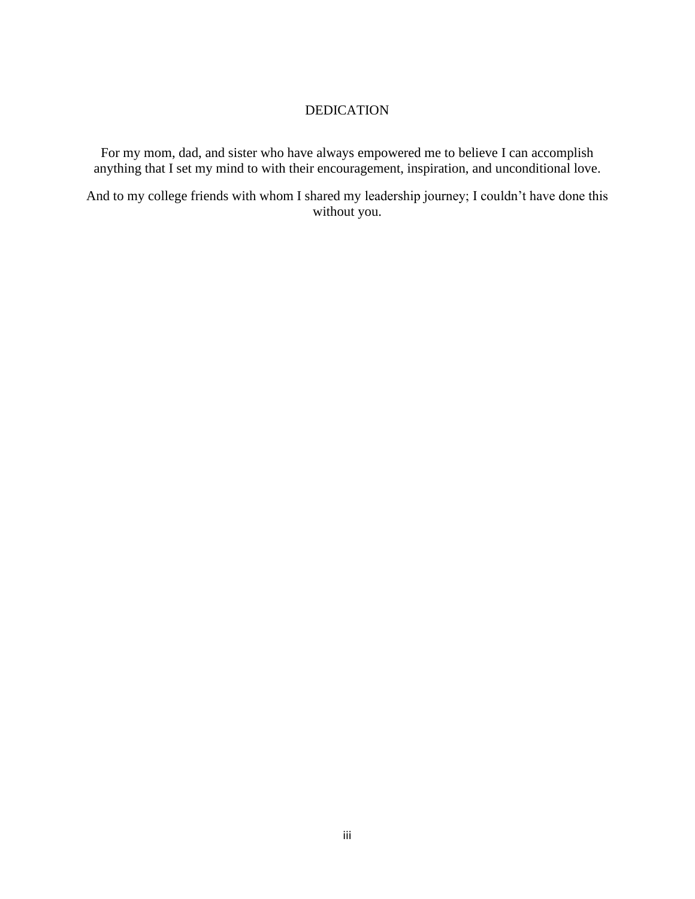# DEDICATION

For my mom, dad, and sister who have always empowered me to believe I can accomplish anything that I set my mind to with their encouragement, inspiration, and unconditional love.

And to my college friends with whom I shared my leadership journey; I couldn't have done this without you.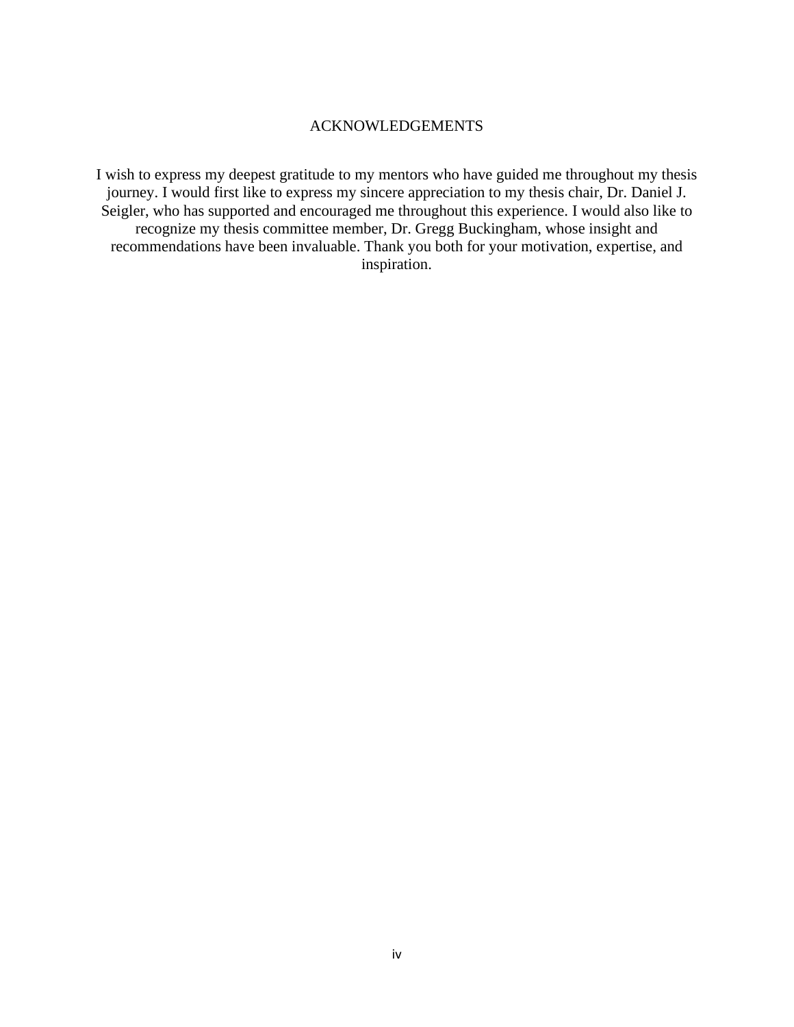# ACKNOWLEDGEMENTS

I wish to express my deepest gratitude to my mentors who have guided me throughout my thesis journey. I would first like to express my sincere appreciation to my thesis chair, Dr. Daniel J. Seigler, who has supported and encouraged me throughout this experience. I would also like to recognize my thesis committee member, Dr. Gregg Buckingham, whose insight and recommendations have been invaluable. Thank you both for your motivation, expertise, and inspiration.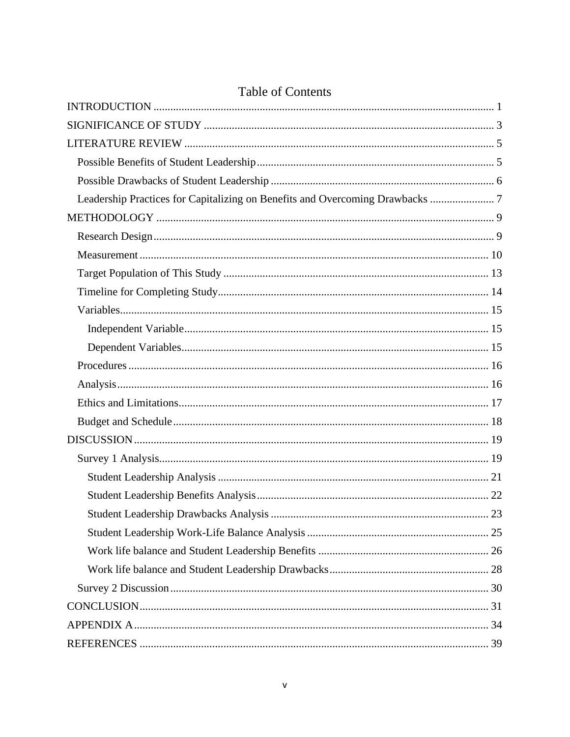# Table of Contents

INTRODUCTION ........................................................................................................................ 1

SIGNIFICANCE OF STUDY ....................................................................................................... 3

LITERATURE REVIEW ............................................................................................................. 5

- Possible Benefits of Student Leadership ..................................................................................... 5
- Possible Drawbacks of Student Leadership ................................................................................. 6
- Leadership Practices for Capitalizing on Benefits and Overcoming Drawbacks ....................... 7

METHODOLOGY ........................................................................................................................ 9

- Research Design ......................................................................................................................... 9
- Measurement ............................................................................................................................ 10
- Target Population of This Study .............................................................................................. 13
- Timeline for Completing Study ................................................................................................ 14
- Variables ................................................................................................................................... 15
  - Independent Variable ............................................................................................................ 15
  - Dependent Variables ............................................................................................................. 15
- Procedures ................................................................................................................................ 16
- Analysis .................................................................................................................................... 16
- Ethics and Limitations .............................................................................................................. 17
- Budget and Schedule ................................................................................................................ 18

DISCUSSION .............................................................................................................................. 19

- Survey 1 Analysis ..................................................................................................................... 19
  - Student Leadership Analysis ................................................................................................ 21
  - Student Leadership Benefits Analysis .................................................................................. 22
  - Student Leadership Drawbacks Analysis ............................................................................. 23
  - Student Leadership Work-Life Balance Analysis ................................................................ 25
  - Work life balance and Student Leadership Benefits ............................................................ 26
  - Work life balance and Student Leadership Drawbacks ........................................................ 28
- Survey 2 Discussion ................................................................................................................. 30

CONCLUSION ............................................................................................................................ 31

APPENDIX A .............................................................................................................................. 34

REFERENCES ............................................................................................................................ 39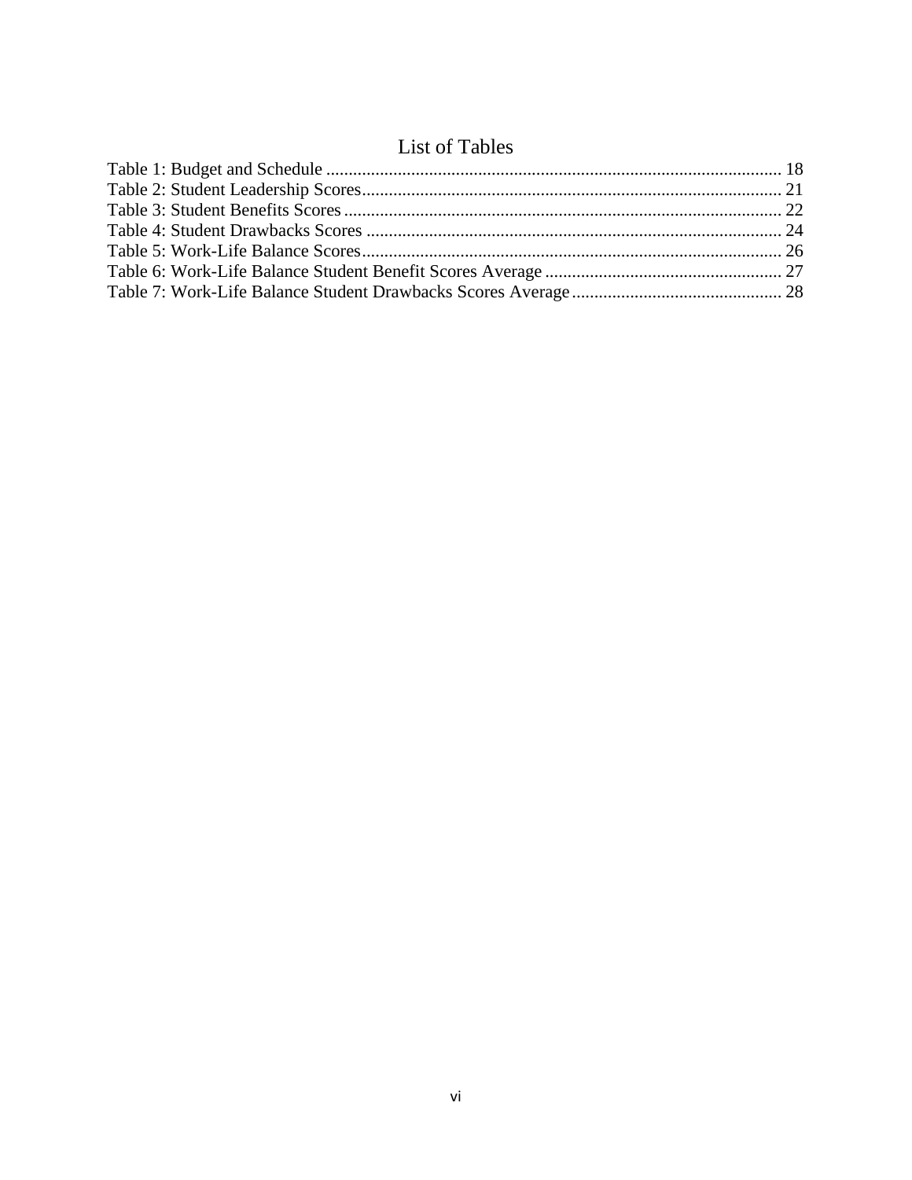# List of Tables

Table 1: Budget and Schedule ..................................................................................................... 18
Table 2: Student Leadership Scores............................................................................................. 21
Table 3: Student Benefits Scores ................................................................................................. 22
Table 4: Student Drawbacks Scores ............................................................................................ 24
Table 5: Work-Life Balance Scores............................................................................................. 26
Table 6: Work-Life Balance Student Benefit Scores Average ..................................................... 27
Table 7: Work-Life Balance Student Drawbacks Scores Average ............................................... 28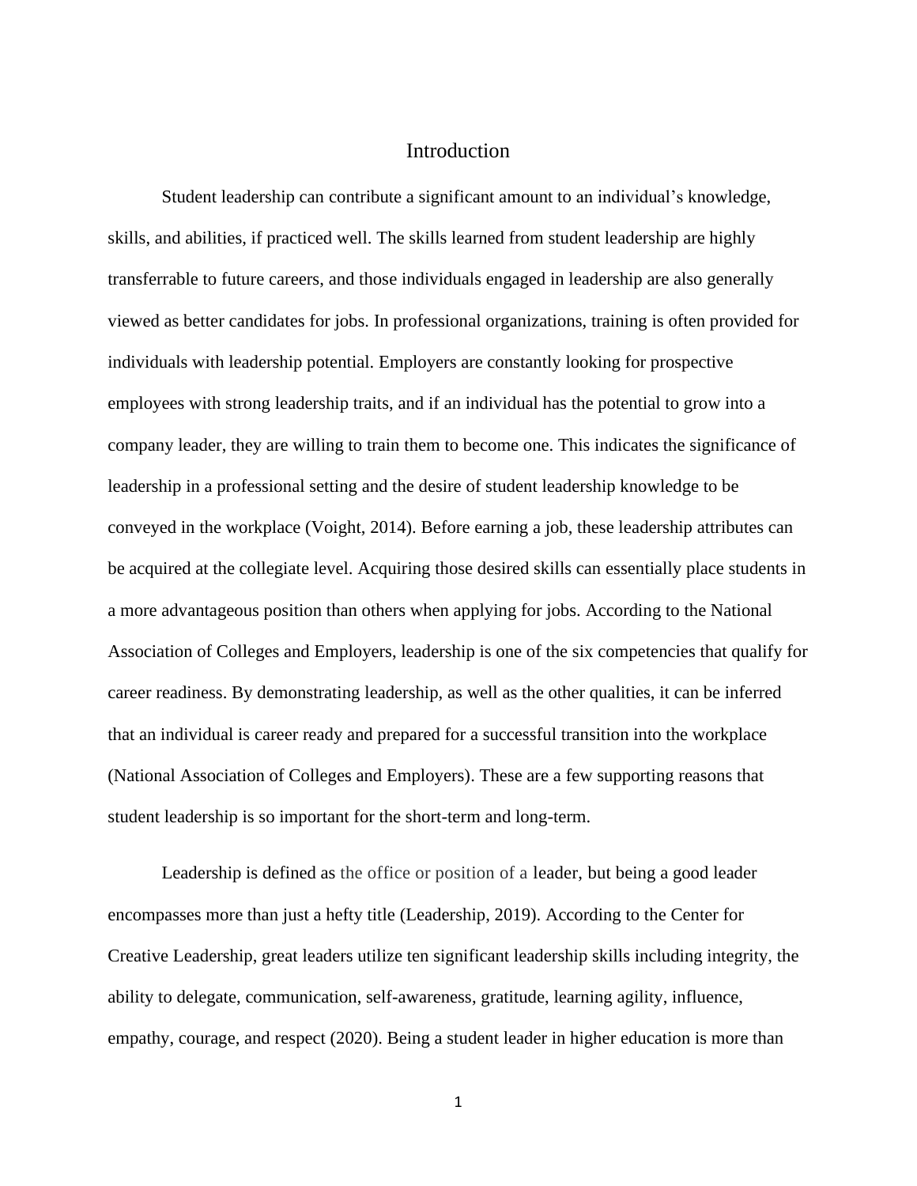# Introduction

Student leadership can contribute a significant amount to an individual's knowledge, skills, and abilities, if practiced well. The skills learned from student leadership are highly transferrable to future careers, and those individuals engaged in leadership are also generally viewed as better candidates for jobs. In professional organizations, training is often provided for individuals with leadership potential. Employers are constantly looking for prospective employees with strong leadership traits, and if an individual has the potential to grow into a company leader, they are willing to train them to become one. This indicates the significance of leadership in a professional setting and the desire of student leadership knowledge to be conveyed in the workplace (Voight, 2014). Before earning a job, these leadership attributes can be acquired at the collegiate level. Acquiring those desired skills can essentially place students in a more advantageous position than others when applying for jobs. According to the National Association of Colleges and Employers, leadership is one of the six competencies that qualify for career readiness. By demonstrating leadership, as well as the other qualities, it can be inferred that an individual is career ready and prepared for a successful transition into the workplace (National Association of Colleges and Employers). These are a few supporting reasons that student leadership is so important for the short-term and long-term.

Leadership is defined as the office or position of a leader, but being a good leader encompasses more than just a hefty title (Leadership, 2019). According to the Center for Creative Leadership, great leaders utilize ten significant leadership skills including integrity, the ability to delegate, communication, self-awareness, gratitude, learning agility, influence, empathy, courage, and respect (2020). Being a student leader in higher education is more than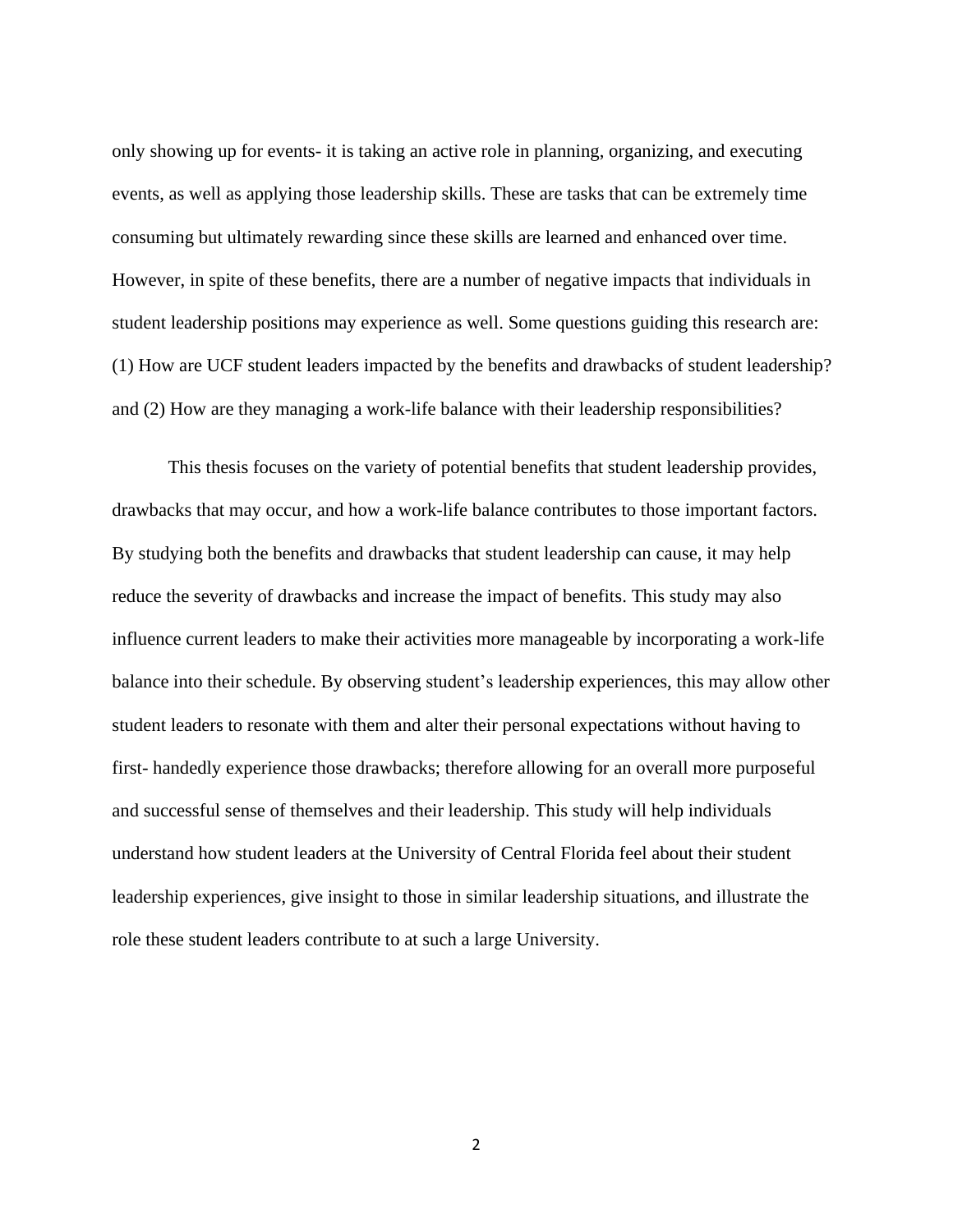only showing up for events- it is taking an active role in planning, organizing, and executing events, as well as applying those leadership skills. These are tasks that can be extremely time consuming but ultimately rewarding since these skills are learned and enhanced over time. However, in spite of these benefits, there are a number of negative impacts that individuals in student leadership positions may experience as well. Some questions guiding this research are: (1) How are UCF student leaders impacted by the benefits and drawbacks of student leadership? and (2) How are they managing a work-life balance with their leadership responsibilities?

This thesis focuses on the variety of potential benefits that student leadership provides, drawbacks that may occur, and how a work-life balance contributes to those important factors. By studying both the benefits and drawbacks that student leadership can cause, it may help reduce the severity of drawbacks and increase the impact of benefits. This study may also influence current leaders to make their activities more manageable by incorporating a work-life balance into their schedule. By observing student's leadership experiences, this may allow other student leaders to resonate with them and alter their personal expectations without having to first- handedly experience those drawbacks; therefore allowing for an overall more purposeful and successful sense of themselves and their leadership. This study will help individuals understand how student leaders at the University of Central Florida feel about their student leadership experiences, give insight to those in similar leadership situations, and illustrate the role these student leaders contribute to at such a large University.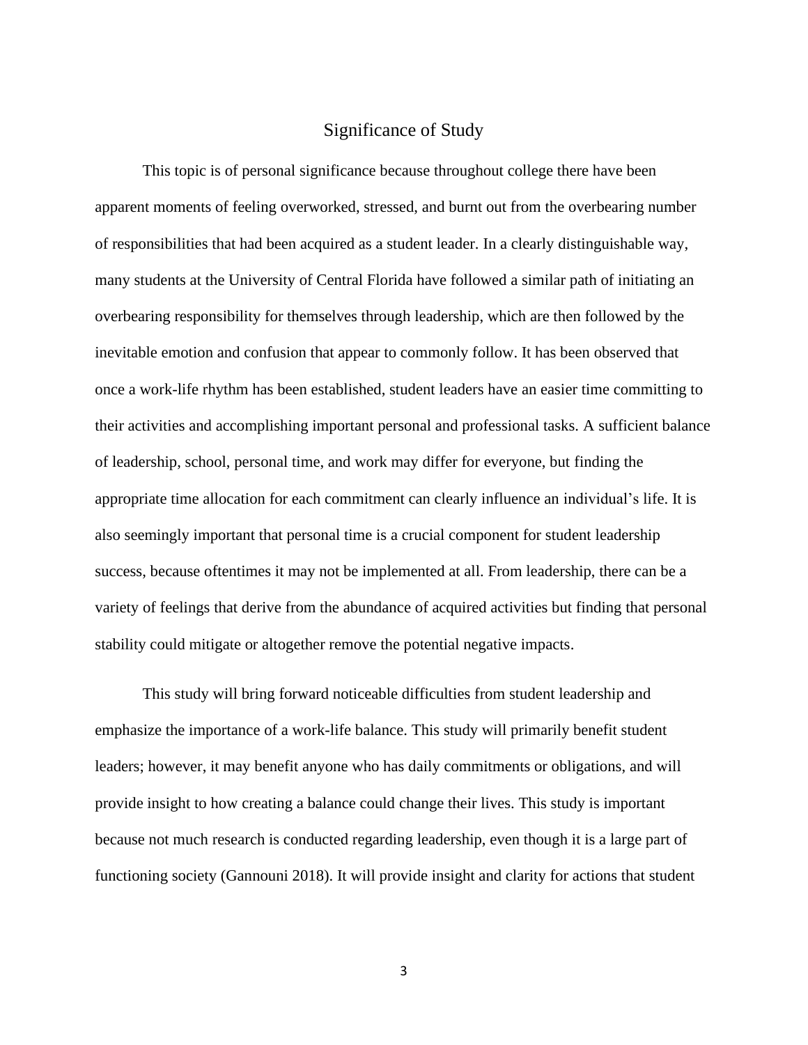## Significance of Study

This topic is of personal significance because throughout college there have been apparent moments of feeling overworked, stressed, and burnt out from the overbearing number of responsibilities that had been acquired as a student leader. In a clearly distinguishable way, many students at the University of Central Florida have followed a similar path of initiating an overbearing responsibility for themselves through leadership, which are then followed by the inevitable emotion and confusion that appear to commonly follow. It has been observed that once a work-life rhythm has been established, student leaders have an easier time committing to their activities and accomplishing important personal and professional tasks. A sufficient balance of leadership, school, personal time, and work may differ for everyone, but finding the appropriate time allocation for each commitment can clearly influence an individual's life. It is also seemingly important that personal time is a crucial component for student leadership success, because oftentimes it may not be implemented at all. From leadership, there can be a variety of feelings that derive from the abundance of acquired activities but finding that personal stability could mitigate or altogether remove the potential negative impacts.

This study will bring forward noticeable difficulties from student leadership and emphasize the importance of a work-life balance. This study will primarily benefit student leaders; however, it may benefit anyone who has daily commitments or obligations, and will provide insight to how creating a balance could change their lives. This study is important because not much research is conducted regarding leadership, even though it is a large part of functioning society (Gannouni 2018). It will provide insight and clarity for actions that student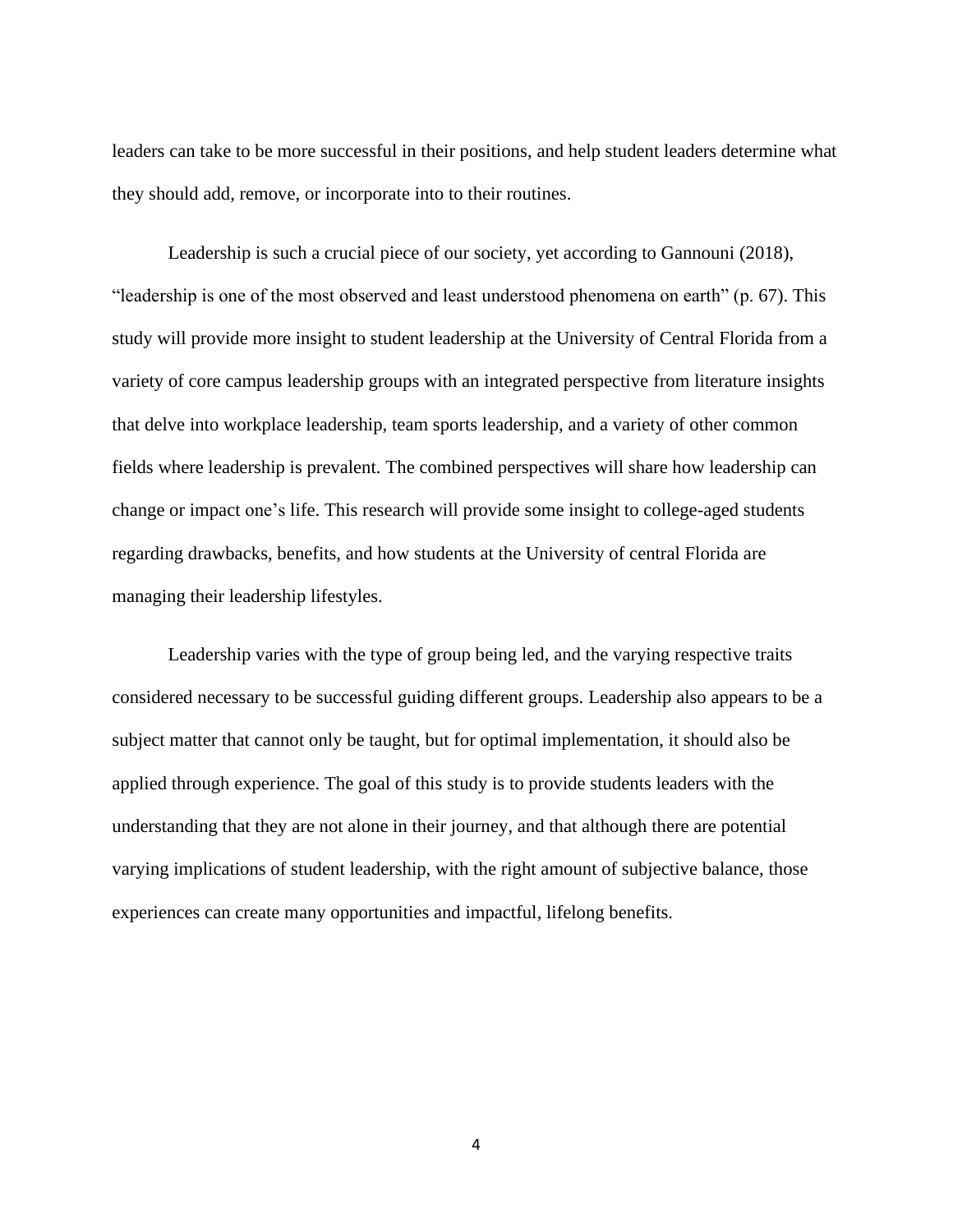leaders can take to be more successful in their positions, and help student leaders determine what they should add, remove, or incorporate into to their routines.

Leadership is such a crucial piece of our society, yet according to Gannouni (2018), "leadership is one of the most observed and least understood phenomena on earth" (p. 67). This study will provide more insight to student leadership at the University of Central Florida from a variety of core campus leadership groups with an integrated perspective from literature insights that delve into workplace leadership, team sports leadership, and a variety of other common fields where leadership is prevalent. The combined perspectives will share how leadership can change or impact one's life. This research will provide some insight to college-aged students regarding drawbacks, benefits, and how students at the University of central Florida are managing their leadership lifestyles.

Leadership varies with the type of group being led, and the varying respective traits considered necessary to be successful guiding different groups. Leadership also appears to be a subject matter that cannot only be taught, but for optimal implementation, it should also be applied through experience. The goal of this study is to provide students leaders with the understanding that they are not alone in their journey, and that although there are potential varying implications of student leadership, with the right amount of subjective balance, those experiences can create many opportunities and impactful, lifelong benefits.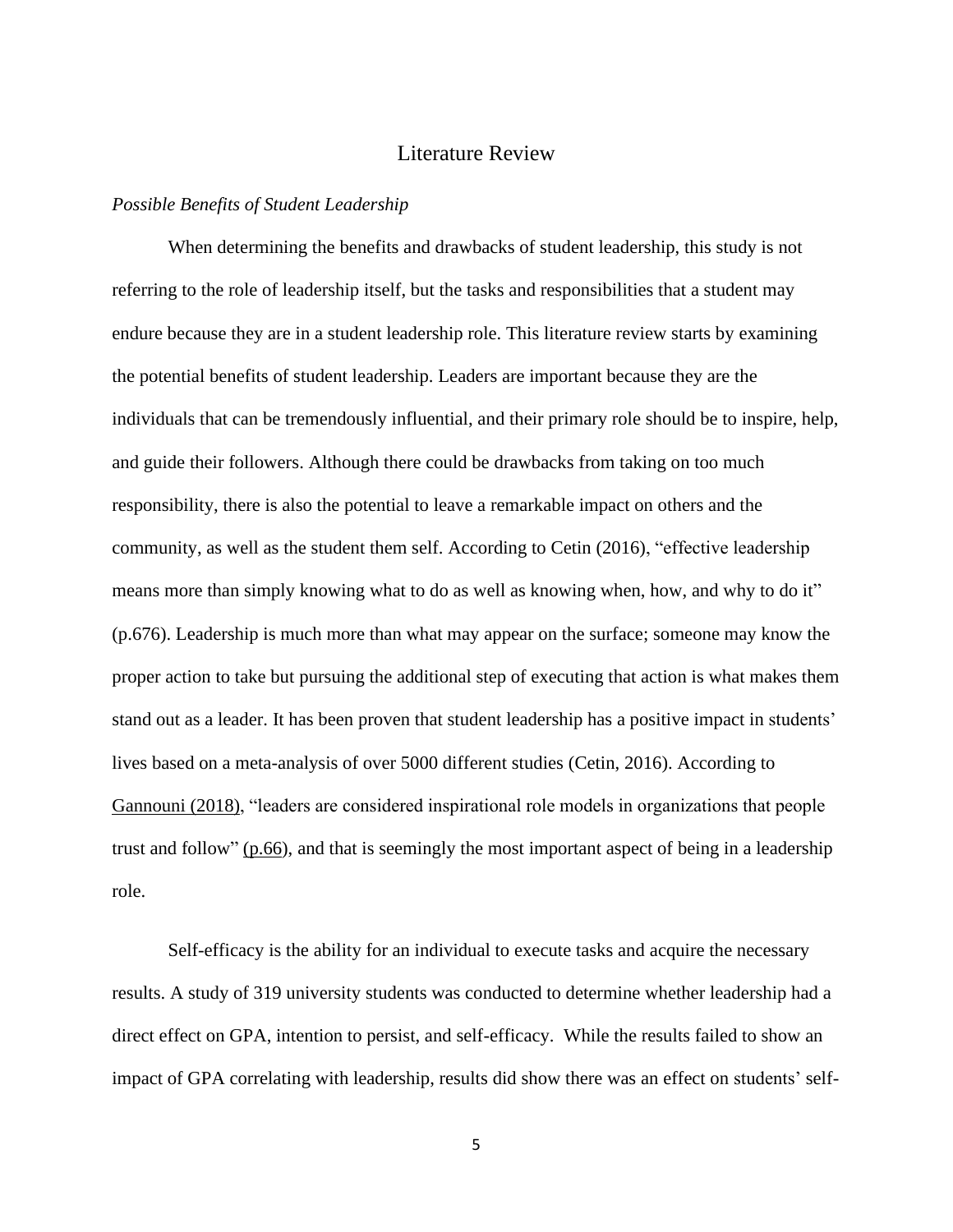# Literature Review

*Possible Benefits of Student Leadership*

When determining the benefits and drawbacks of student leadership, this study is not referring to the role of leadership itself, but the tasks and responsibilities that a student may endure because they are in a student leadership role. This literature review starts by examining the potential benefits of student leadership. Leaders are important because they are the individuals that can be tremendously influential, and their primary role should be to inspire, help, and guide their followers. Although there could be drawbacks from taking on too much responsibility, there is also the potential to leave a remarkable impact on others and the community, as well as the student them self. According to Cetin (2016), "effective leadership means more than simply knowing what to do as well as knowing when, how, and why to do it" (p.676). Leadership is much more than what may appear on the surface; someone may know the proper action to take but pursuing the additional step of executing that action is what makes them stand out as a leader. It has been proven that student leadership has a positive impact in students' lives based on a meta-analysis of over 5000 different studies (Cetin, 2016). According to Gannouni (2018), "leaders are considered inspirational role models in organizations that people trust and follow" (p.66), and that is seemingly the most important aspect of being in a leadership role.

Self-efficacy is the ability for an individual to execute tasks and acquire the necessary results. A study of 319 university students was conducted to determine whether leadership had a direct effect on GPA, intention to persist, and self-efficacy. While the results failed to show an impact of GPA correlating with leadership, results did show there was an effect on students' self-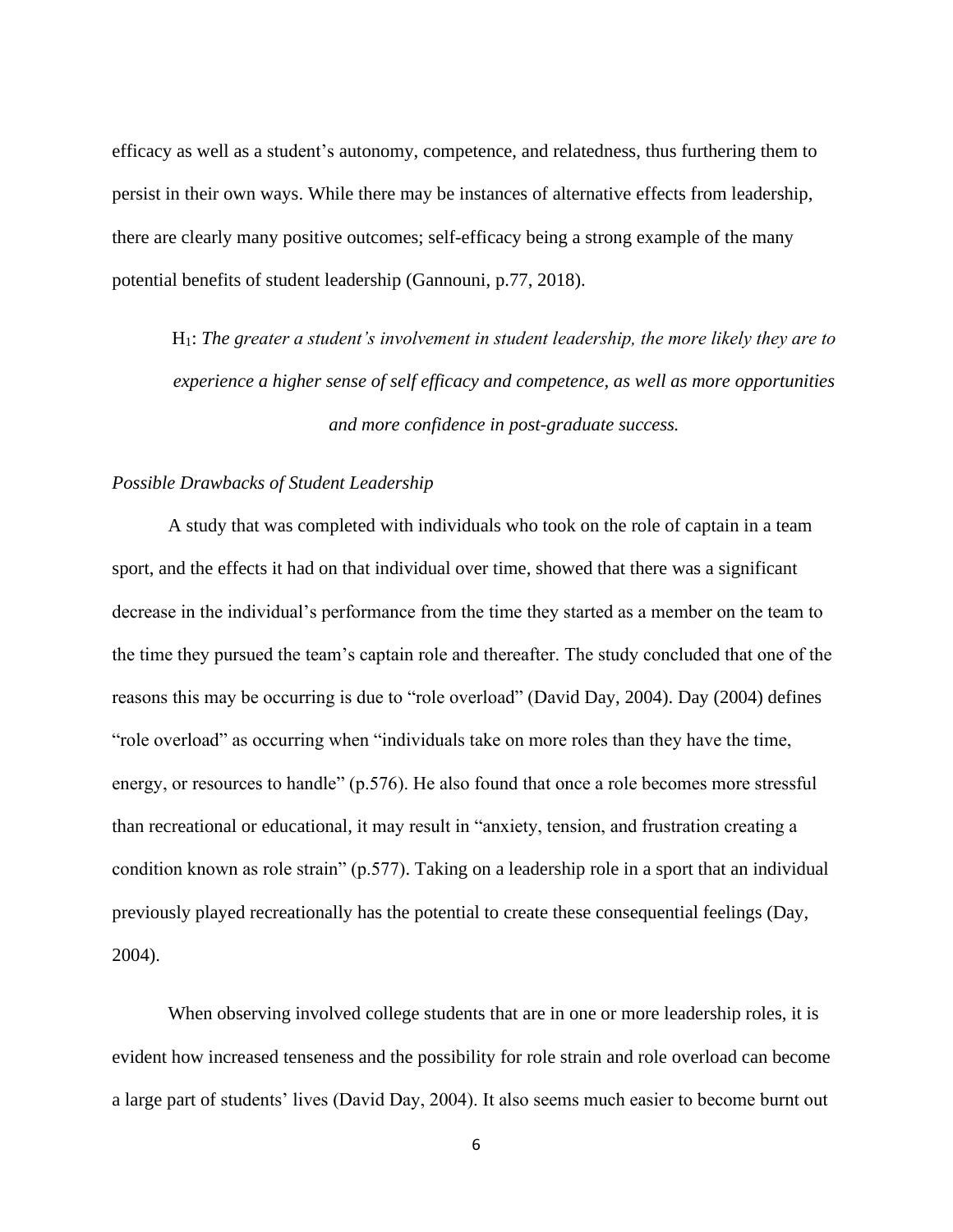efficacy as well as a student's autonomy, competence, and relatedness, thus furthering them to persist in their own ways. While there may be instances of alternative effects from leadership, there are clearly many positive outcomes; self-efficacy being a strong example of the many potential benefits of student leadership (Gannouni, p.77, 2018).

$H_1$: *The greater a student's involvement in student leadership, the more likely they are to experience a higher sense of self efficacy and competence, as well as more opportunities and more confidence in post-graduate success.*

*Possible Drawbacks of Student Leadership*

A study that was completed with individuals who took on the role of captain in a team sport, and the effects it had on that individual over time, showed that there was a significant decrease in the individual's performance from the time they started as a member on the team to the time they pursued the team's captain role and thereafter. The study concluded that one of the reasons this may be occurring is due to "role overload" (David Day, 2004). Day (2004) defines "role overload" as occurring when "individuals take on more roles than they have the time, energy, or resources to handle" (p.576). He also found that once a role becomes more stressful than recreational or educational, it may result in "anxiety, tension, and frustration creating a condition known as role strain" (p.577). Taking on a leadership role in a sport that an individual previously played recreationally has the potential to create these consequential feelings (Day, 2004).

When observing involved college students that are in one or more leadership roles, it is evident how increased tenseness and the possibility for role strain and role overload can become a large part of students' lives (David Day, 2004). It also seems much easier to become burnt out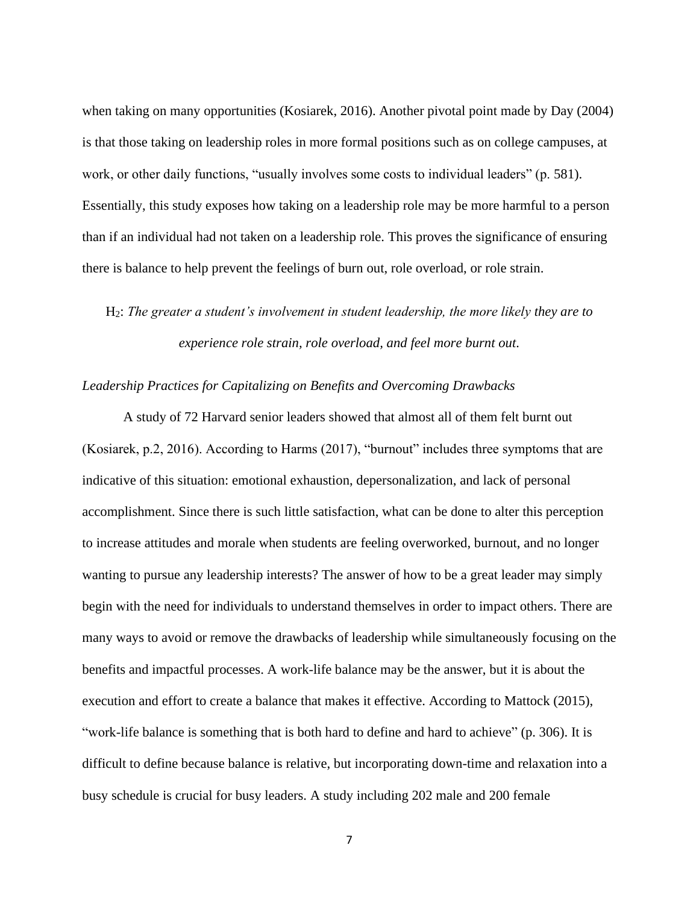when taking on many opportunities (Kosiarek, 2016). Another pivotal point made by Day (2004) is that those taking on leadership roles in more formal positions such as on college campuses, at work, or other daily functions, "usually involves some costs to individual leaders" (p. 581). Essentially, this study exposes how taking on a leadership role may be more harmful to a person than if an individual had not taken on a leadership role. This proves the significance of ensuring there is balance to help prevent the feelings of burn out, role overload, or role strain.

$H_2$: *The greater a student's involvement in student leadership, the more likely they are to experience role strain, role overload, and feel more burnt out.*

*Leadership Practices for Capitalizing on Benefits and Overcoming Drawbacks*

A study of 72 Harvard senior leaders showed that almost all of them felt burnt out (Kosiarek, p.2, 2016). According to Harms (2017), "burnout" includes three symptoms that are indicative of this situation: emotional exhaustion, depersonalization, and lack of personal accomplishment. Since there is such little satisfaction, what can be done to alter this perception to increase attitudes and morale when students are feeling overworked, burnout, and no longer wanting to pursue any leadership interests? The answer of how to be a great leader may simply begin with the need for individuals to understand themselves in order to impact others. There are many ways to avoid or remove the drawbacks of leadership while simultaneously focusing on the benefits and impactful processes. A work-life balance may be the answer, but it is about the execution and effort to create a balance that makes it effective. According to Mattock (2015), "work-life balance is something that is both hard to define and hard to achieve" (p. 306). It is difficult to define because balance is relative, but incorporating down-time and relaxation into a busy schedule is crucial for busy leaders. A study including 202 male and 200 female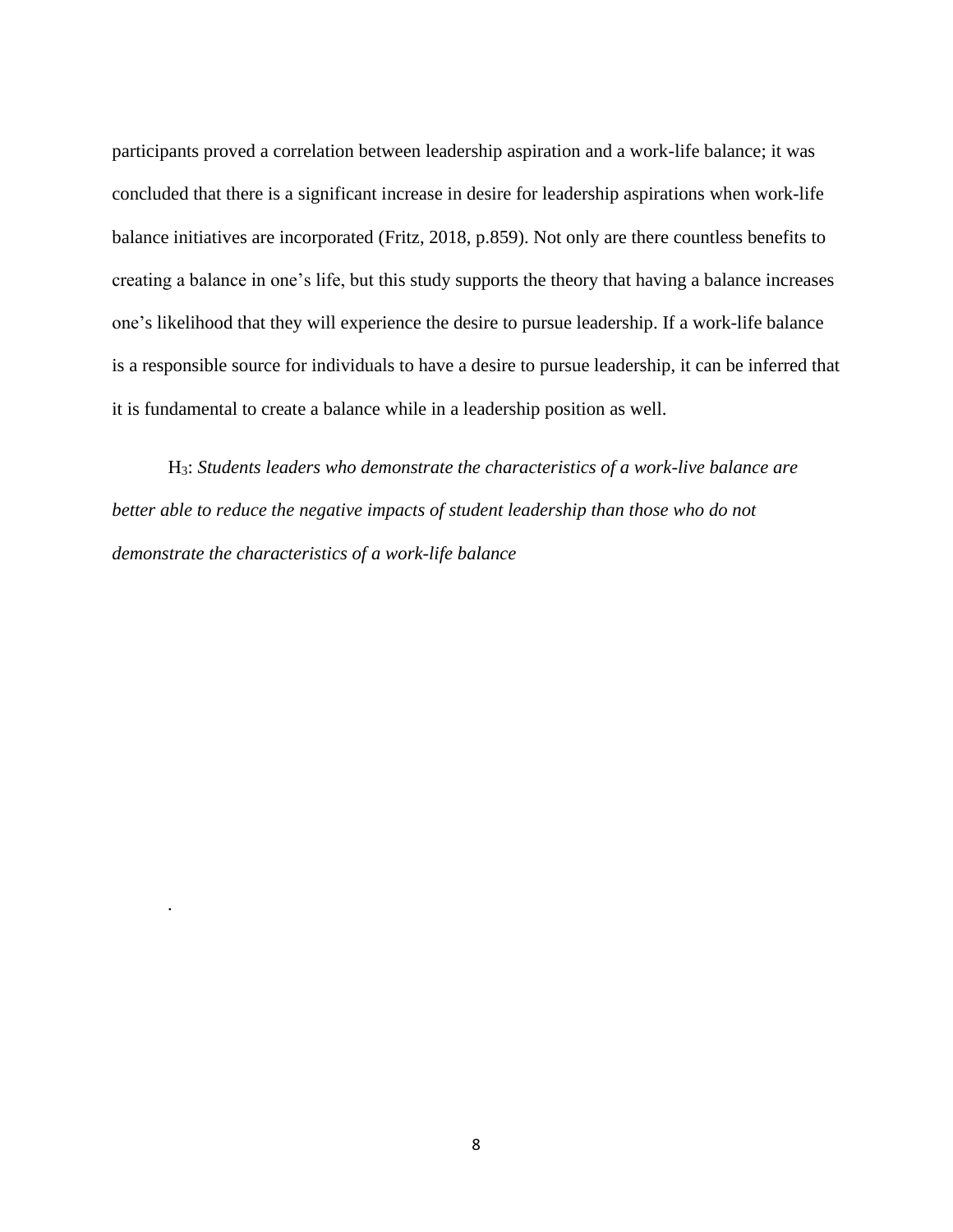participants proved a correlation between leadership aspiration and a work-life balance; it was concluded that there is a significant increase in desire for leadership aspirations when work-life balance initiatives are incorporated (Fritz, 2018, p.859). Not only are there countless benefits to creating a balance in one's life, but this study supports the theory that having a balance increases one's likelihood that they will experience the desire to pursue leadership. If a work-life balance is a responsible source for individuals to have a desire to pursue leadership, it can be inferred that it is fundamental to create a balance while in a leadership position as well.

$H_3$: *Students leaders who demonstrate the characteristics of a work-live balance are better able to reduce the negative impacts of student leadership than those who do not demonstrate the characteristics of a work-life balance*

.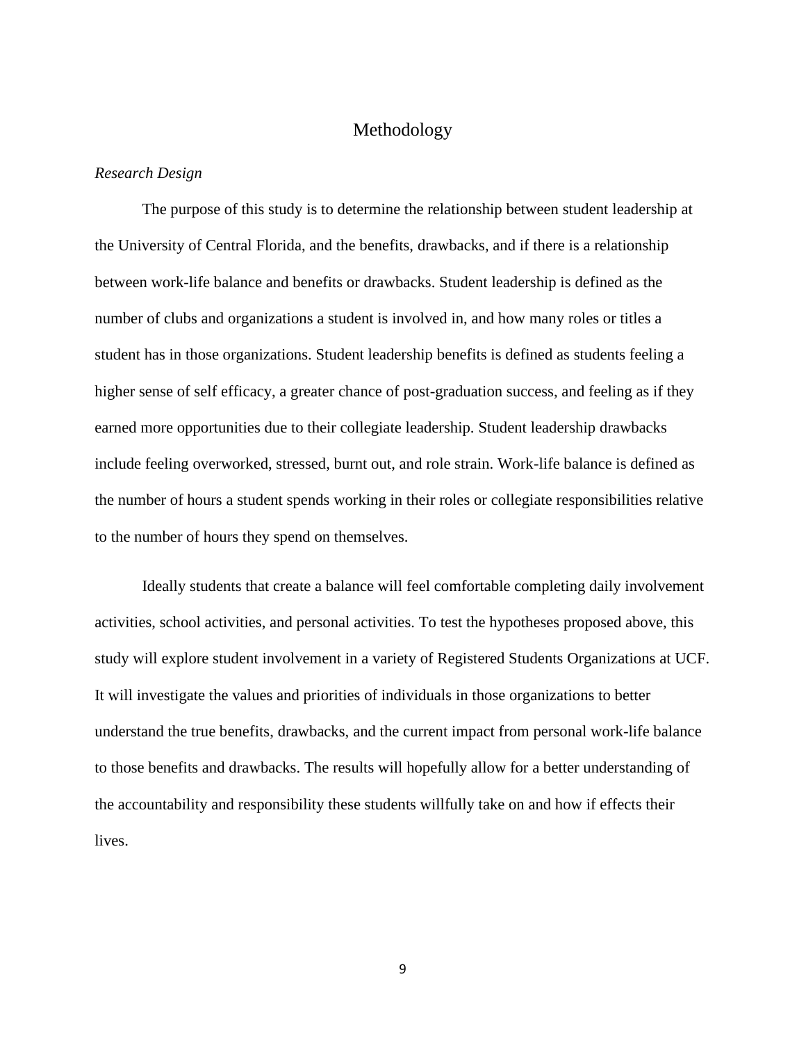# Methodology

*Research Design*

The purpose of this study is to determine the relationship between student leadership at the University of Central Florida, and the benefits, drawbacks, and if there is a relationship between work-life balance and benefits or drawbacks. Student leadership is defined as the number of clubs and organizations a student is involved in, and how many roles or titles a student has in those organizations. Student leadership benefits is defined as students feeling a higher sense of self efficacy, a greater chance of post-graduation success, and feeling as if they earned more opportunities due to their collegiate leadership. Student leadership drawbacks include feeling overworked, stressed, burnt out, and role strain. Work-life balance is defined as the number of hours a student spends working in their roles or collegiate responsibilities relative to the number of hours they spend on themselves.

Ideally students that create a balance will feel comfortable completing daily involvement activities, school activities, and personal activities. To test the hypotheses proposed above, this study will explore student involvement in a variety of Registered Students Organizations at UCF. It will investigate the values and priorities of individuals in those organizations to better understand the true benefits, drawbacks, and the current impact from personal work-life balance to those benefits and drawbacks. The results will hopefully allow for a better understanding of the accountability and responsibility these students willfully take on and how if effects their lives.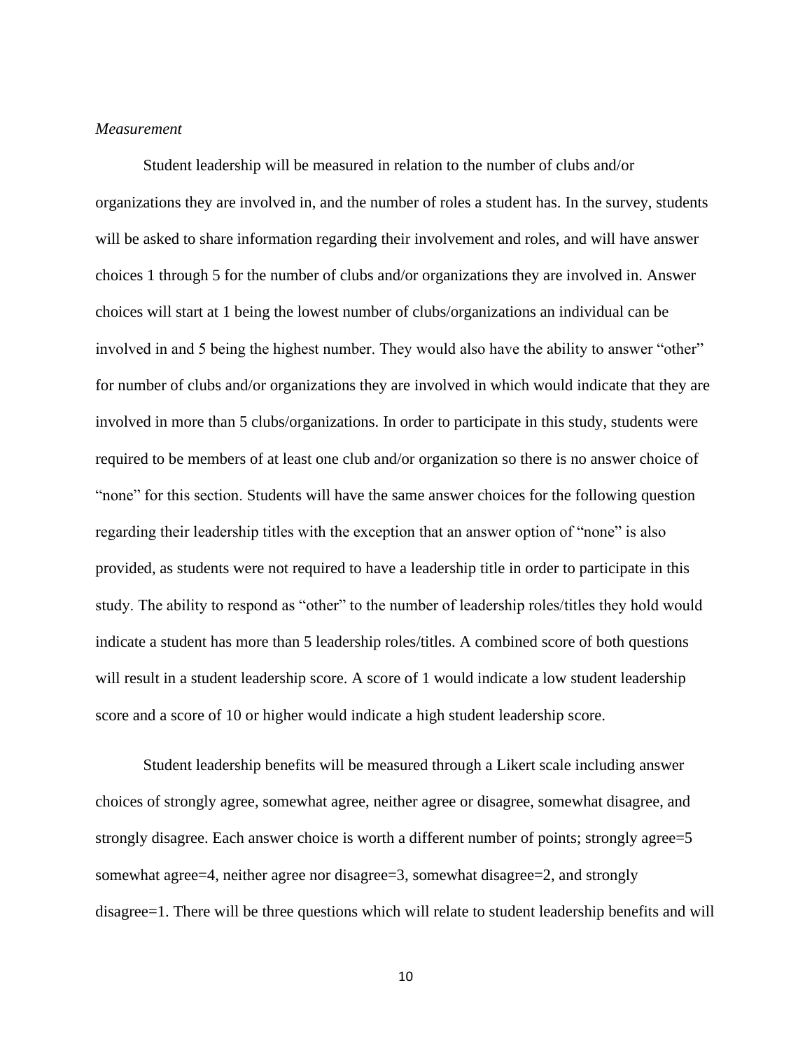*Measurement*

Student leadership will be measured in relation to the number of clubs and/or organizations they are involved in, and the number of roles a student has. In the survey, students will be asked to share information regarding their involvement and roles, and will have answer choices 1 through 5 for the number of clubs and/or organizations they are involved in. Answer choices will start at 1 being the lowest number of clubs/organizations an individual can be involved in and 5 being the highest number. They would also have the ability to answer "other" for number of clubs and/or organizations they are involved in which would indicate that they are involved in more than 5 clubs/organizations. In order to participate in this study, students were required to be members of at least one club and/or organization so there is no answer choice of "none" for this section. Students will have the same answer choices for the following question regarding their leadership titles with the exception that an answer option of "none" is also provided, as students were not required to have a leadership title in order to participate in this study. The ability to respond as "other" to the number of leadership roles/titles they hold would indicate a student has more than 5 leadership roles/titles. A combined score of both questions will result in a student leadership score. A score of 1 would indicate a low student leadership score and a score of 10 or higher would indicate a high student leadership score.

Student leadership benefits will be measured through a Likert scale including answer choices of strongly agree, somewhat agree, neither agree or disagree, somewhat disagree, and strongly disagree. Each answer choice is worth a different number of points; strongly agree=5 somewhat agree=4, neither agree nor disagree=3, somewhat disagree=2, and strongly disagree=1. There will be three questions which will relate to student leadership benefits and will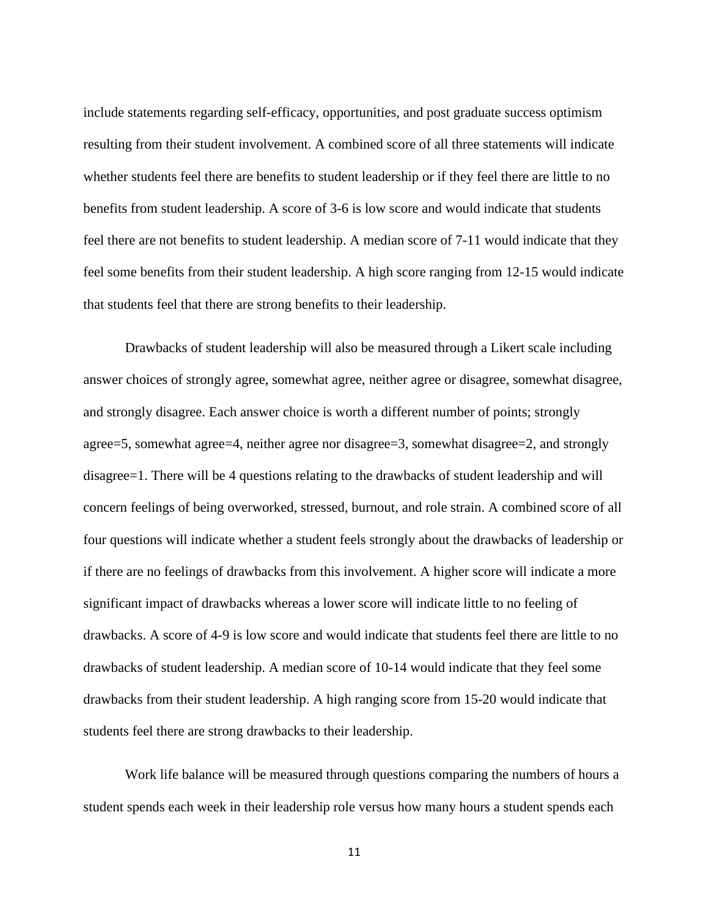include statements regarding self-efficacy, opportunities, and post graduate success optimism resulting from their student involvement. A combined score of all three statements will indicate whether students feel there are benefits to student leadership or if they feel there are little to no benefits from student leadership. A score of 3-6 is low score and would indicate that students feel there are not benefits to student leadership. A median score of 7-11 would indicate that they feel some benefits from their student leadership. A high score ranging from 12-15 would indicate that students feel that there are strong benefits to their leadership.

Drawbacks of student leadership will also be measured through a Likert scale including answer choices of strongly agree, somewhat agree, neither agree or disagree, somewhat disagree, and strongly disagree. Each answer choice is worth a different number of points; strongly agree=5, somewhat agree=4, neither agree nor disagree=3, somewhat disagree=2, and strongly disagree=1. There will be 4 questions relating to the drawbacks of student leadership and will concern feelings of being overworked, stressed, burnout, and role strain. A combined score of all four questions will indicate whether a student feels strongly about the drawbacks of leadership or if there are no feelings of drawbacks from this involvement. A higher score will indicate a more significant impact of drawbacks whereas a lower score will indicate little to no feeling of drawbacks. A score of 4-9 is low score and would indicate that students feel there are little to no drawbacks of student leadership. A median score of 10-14 would indicate that they feel some drawbacks from their student leadership. A high ranging score from 15-20 would indicate that students feel there are strong drawbacks to their leadership.

Work life balance will be measured through questions comparing the numbers of hours a student spends each week in their leadership role versus how many hours a student spends each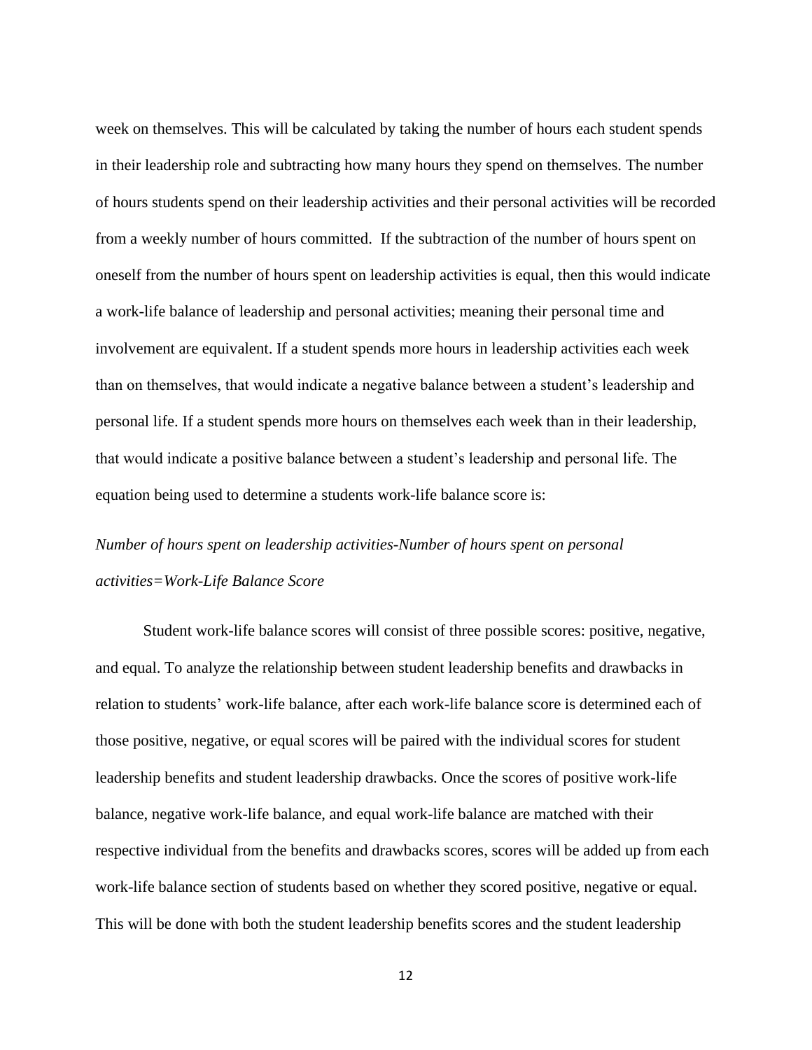week on themselves. This will be calculated by taking the number of hours each student spends in their leadership role and subtracting how many hours they spend on themselves. The number of hours students spend on their leadership activities and their personal activities will be recorded from a weekly number of hours committed. If the subtraction of the number of hours spent on oneself from the number of hours spent on leadership activities is equal, then this would indicate a work-life balance of leadership and personal activities; meaning their personal time and involvement are equivalent. If a student spends more hours in leadership activities each week than on themselves, that would indicate a negative balance between a student's leadership and personal life. If a student spends more hours on themselves each week than in their leadership, that would indicate a positive balance between a student's leadership and personal life. The equation being used to determine a students work-life balance score is:

*Number of hours spent on leadership activities-Number of hours spent on personal activities=Work-Life Balance Score*

Student work-life balance scores will consist of three possible scores: positive, negative, and equal. To analyze the relationship between student leadership benefits and drawbacks in relation to students' work-life balance, after each work-life balance score is determined each of those positive, negative, or equal scores will be paired with the individual scores for student leadership benefits and student leadership drawbacks. Once the scores of positive work-life balance, negative work-life balance, and equal work-life balance are matched with their respective individual from the benefits and drawbacks scores, scores will be added up from each work-life balance section of students based on whether they scored positive, negative or equal. This will be done with both the student leadership benefits scores and the student leadership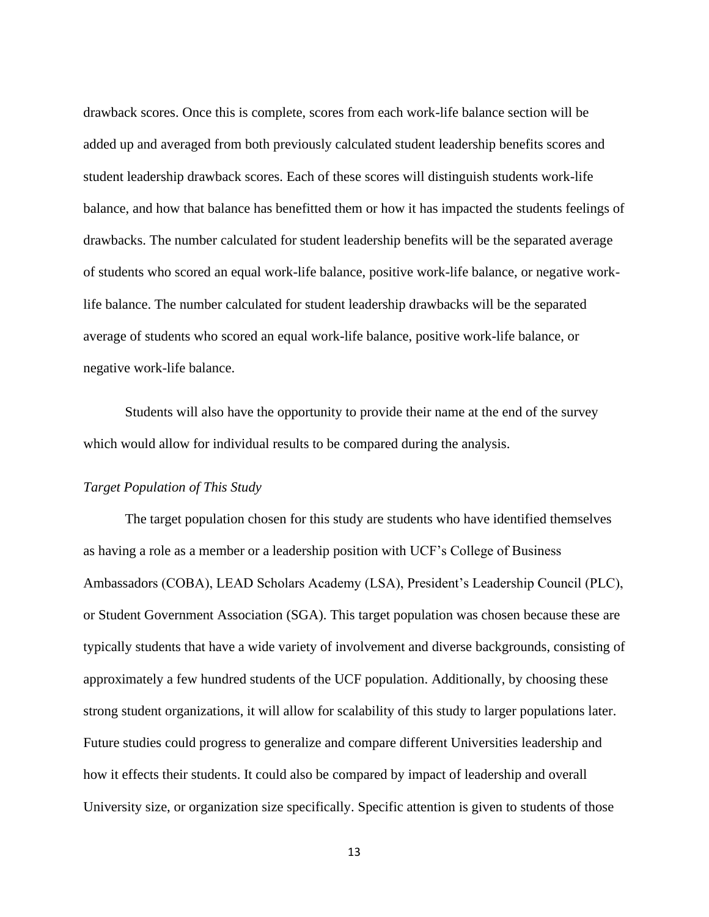drawback scores. Once this is complete, scores from each work-life balance section will be added up and averaged from both previously calculated student leadership benefits scores and student leadership drawback scores. Each of these scores will distinguish students work-life balance, and how that balance has benefitted them or how it has impacted the students feelings of drawbacks. The number calculated for student leadership benefits will be the separated average of students who scored an equal work-life balance, positive work-life balance, or negative work-life balance. The number calculated for student leadership drawbacks will be the separated average of students who scored an equal work-life balance, positive work-life balance, or negative work-life balance.

Students will also have the opportunity to provide their name at the end of the survey which would allow for individual results to be compared during the analysis.

### *Target Population of This Study*

The target population chosen for this study are students who have identified themselves as having a role as a member or a leadership position with UCF's College of Business Ambassadors (COBA), LEAD Scholars Academy (LSA), President's Leadership Council (PLC), or Student Government Association (SGA). This target population was chosen because these are typically students that have a wide variety of involvement and diverse backgrounds, consisting of approximately a few hundred students of the UCF population. Additionally, by choosing these strong student organizations, it will allow for scalability of this study to larger populations later. Future studies could progress to generalize and compare different Universities leadership and how it effects their students. It could also be compared by impact of leadership and overall University size, or organization size specifically. Specific attention is given to students of those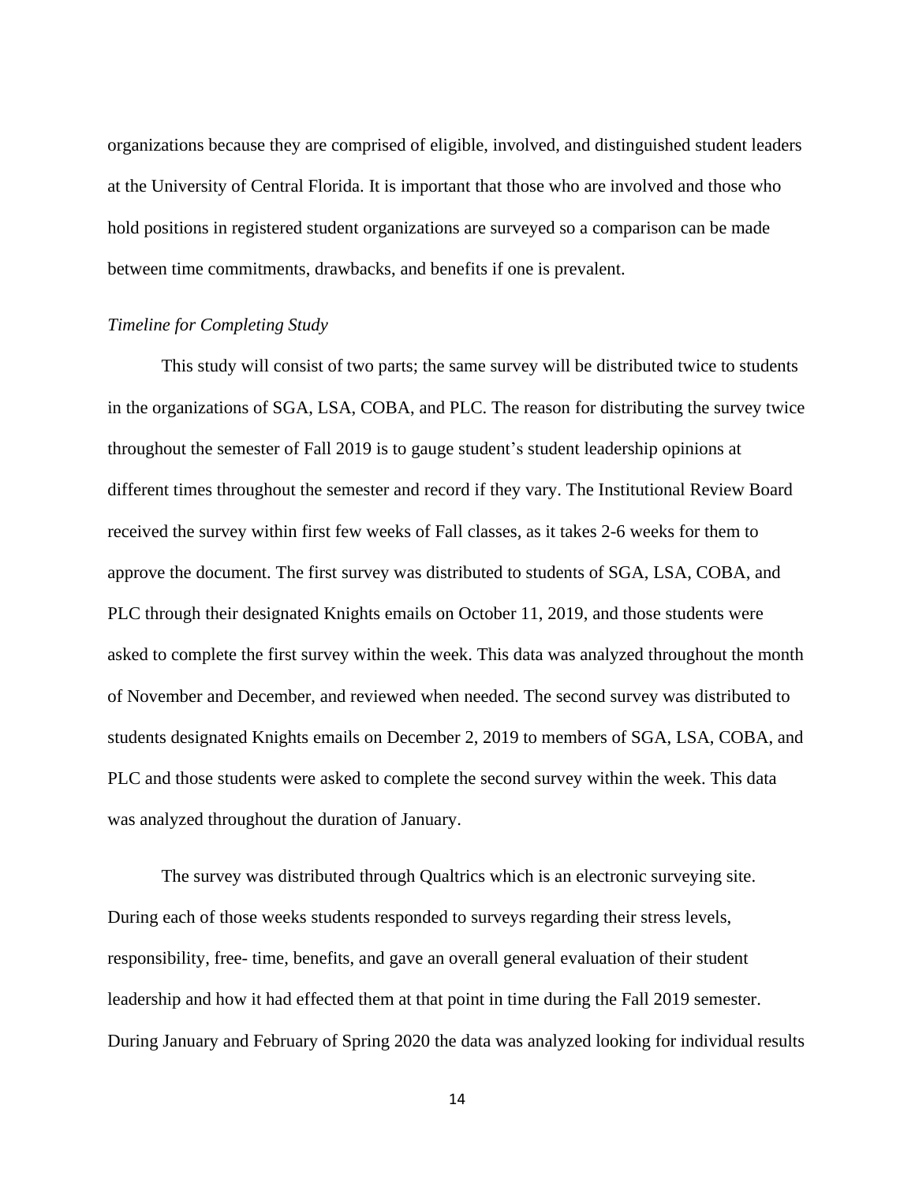organizations because they are comprised of eligible, involved, and distinguished student leaders at the University of Central Florida. It is important that those who are involved and those who hold positions in registered student organizations are surveyed so a comparison can be made between time commitments, drawbacks, and benefits if one is prevalent.

*Timeline for Completing Study*

This study will consist of two parts; the same survey will be distributed twice to students in the organizations of SGA, LSA, COBA, and PLC. The reason for distributing the survey twice throughout the semester of Fall 2019 is to gauge student's student leadership opinions at different times throughout the semester and record if they vary. The Institutional Review Board received the survey within first few weeks of Fall classes, as it takes 2-6 weeks for them to approve the document. The first survey was distributed to students of SGA, LSA, COBA, and PLC through their designated Knights emails on October 11, 2019, and those students were asked to complete the first survey within the week. This data was analyzed throughout the month of November and December, and reviewed when needed. The second survey was distributed to students designated Knights emails on December 2, 2019 to members of SGA, LSA, COBA, and PLC and those students were asked to complete the second survey within the week. This data was analyzed throughout the duration of January.

The survey was distributed through Qualtrics which is an electronic surveying site. During each of those weeks students responded to surveys regarding their stress levels, responsibility, free- time, benefits, and gave an overall general evaluation of their student leadership and how it had effected them at that point in time during the Fall 2019 semester. During January and February of Spring 2020 the data was analyzed looking for individual results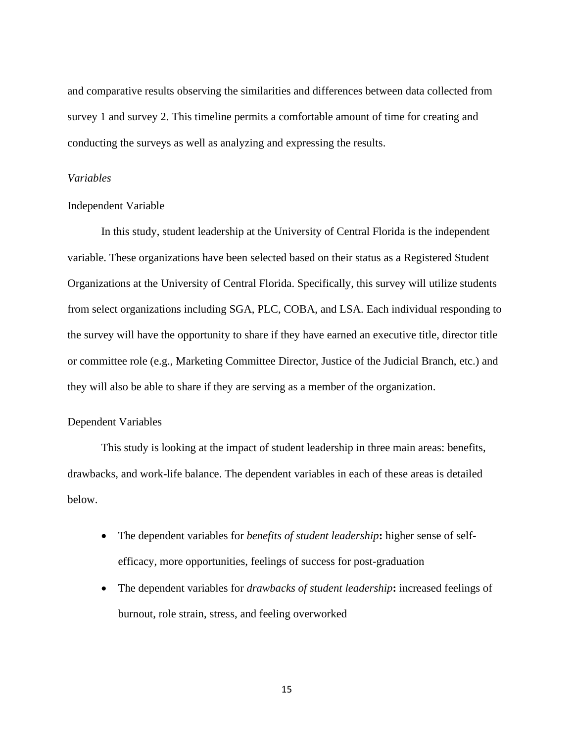and comparative results observing the similarities and differences between data collected from survey 1 and survey 2. This timeline permits a comfortable amount of time for creating and conducting the surveys as well as analyzing and expressing the results.

### *Variables*

#### Independent Variable

In this study, student leadership at the University of Central Florida is the independent variable. These organizations have been selected based on their status as a Registered Student Organizations at the University of Central Florida. Specifically, this survey will utilize students from select organizations including SGA, PLC, COBA, and LSA. Each individual responding to the survey will have the opportunity to share if they have earned an executive title, director title or committee role (e.g., Marketing Committee Director, Justice of the Judicial Branch, etc.) and they will also be able to share if they are serving as a member of the organization.

#### Dependent Variables

This study is looking at the impact of student leadership in three main areas: benefits, drawbacks, and work-life balance. The dependent variables in each of these areas is detailed below.

- The dependent variables for *benefits of student leadership***:** higher sense of self-efficacy, more opportunities, feelings of success for post-graduation
- The dependent variables for *drawbacks of student leadership***:** increased feelings of burnout, role strain, stress, and feeling overworked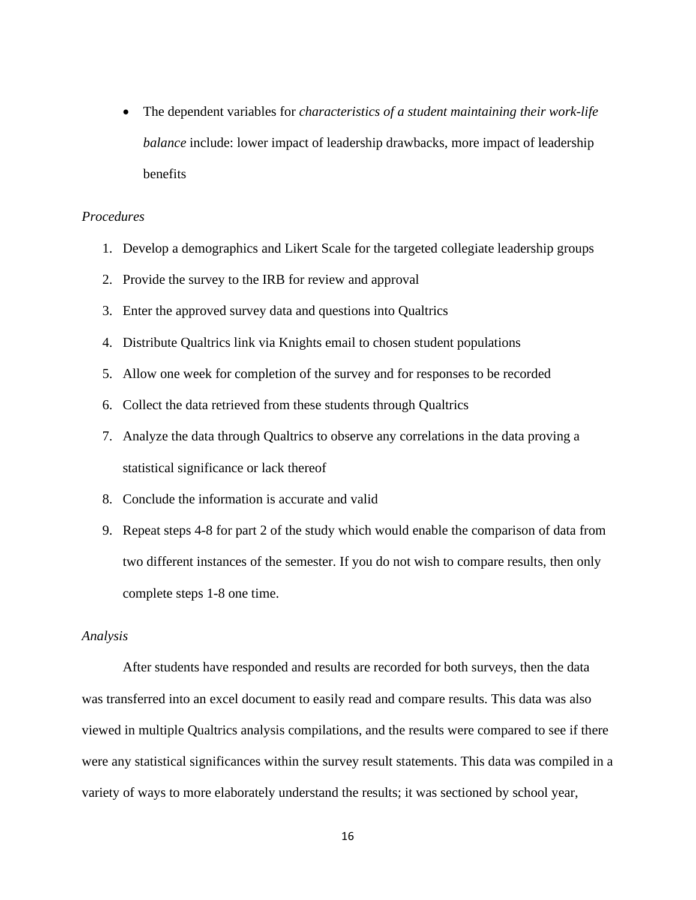- The dependent variables for *characteristics of a student maintaining their work-life balance* include: lower impact of leadership drawbacks, more impact of leadership benefits

*Procedures*

1. Develop a demographics and Likert Scale for the targeted collegiate leadership groups
2. Provide the survey to the IRB for review and approval
3. Enter the approved survey data and questions into Qualtrics
4. Distribute Qualtrics link via Knights email to chosen student populations
5. Allow one week for completion of the survey and for responses to be recorded
6. Collect the data retrieved from these students through Qualtrics
7. Analyze the data through Qualtrics to observe any correlations in the data proving a statistical significance or lack thereof
8. Conclude the information is accurate and valid
9. Repeat steps 4-8 for part 2 of the study which would enable the comparison of data from two different instances of the semester. If you do not wish to compare results, then only complete steps 1-8 one time.

*Analysis*

After students have responded and results are recorded for both surveys, then the data was transferred into an excel document to easily read and compare results. This data was also viewed in multiple Qualtrics analysis compilations, and the results were compared to see if there were any statistical significances within the survey result statements. This data was compiled in a variety of ways to more elaborately understand the results; it was sectioned by school year,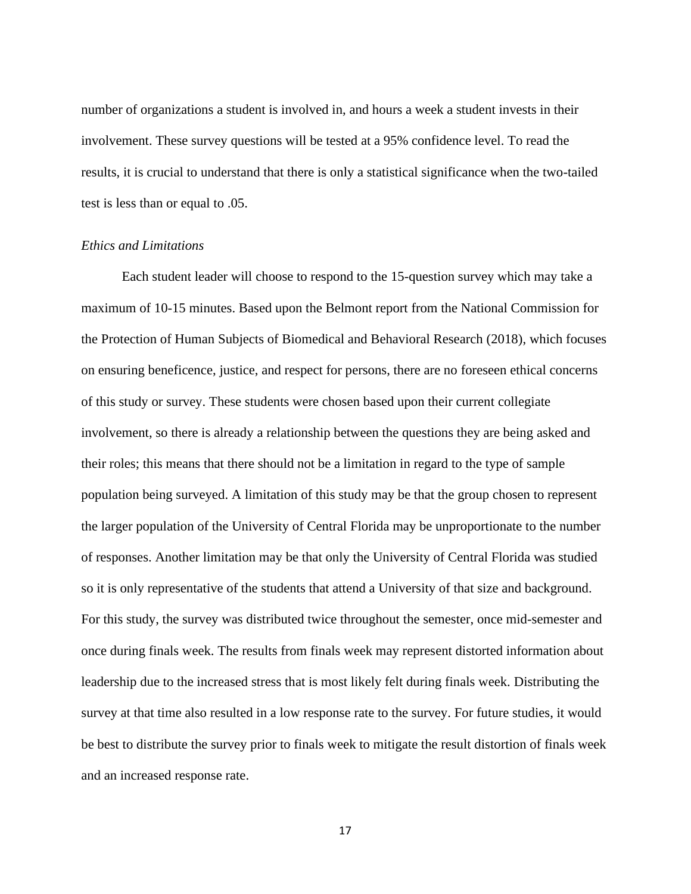number of organizations a student is involved in, and hours a week a student invests in their involvement. These survey questions will be tested at a 95% confidence level. To read the results, it is crucial to understand that there is only a statistical significance when the two-tailed test is less than or equal to .05.

### *Ethics and Limitations*

Each student leader will choose to respond to the 15-question survey which may take a maximum of 10-15 minutes. Based upon the Belmont report from the National Commission for the Protection of Human Subjects of Biomedical and Behavioral Research (2018), which focuses on ensuring beneficence, justice, and respect for persons, there are no foreseen ethical concerns of this study or survey. These students were chosen based upon their current collegiate involvement, so there is already a relationship between the questions they are being asked and their roles; this means that there should not be a limitation in regard to the type of sample population being surveyed. A limitation of this study may be that the group chosen to represent the larger population of the University of Central Florida may be unproportionate to the number of responses. Another limitation may be that only the University of Central Florida was studied so it is only representative of the students that attend a University of that size and background. For this study, the survey was distributed twice throughout the semester, once mid-semester and once during finals week. The results from finals week may represent distorted information about leadership due to the increased stress that is most likely felt during finals week. Distributing the survey at that time also resulted in a low response rate to the survey. For future studies, it would be best to distribute the survey prior to finals week to mitigate the result distortion of finals week and an increased response rate.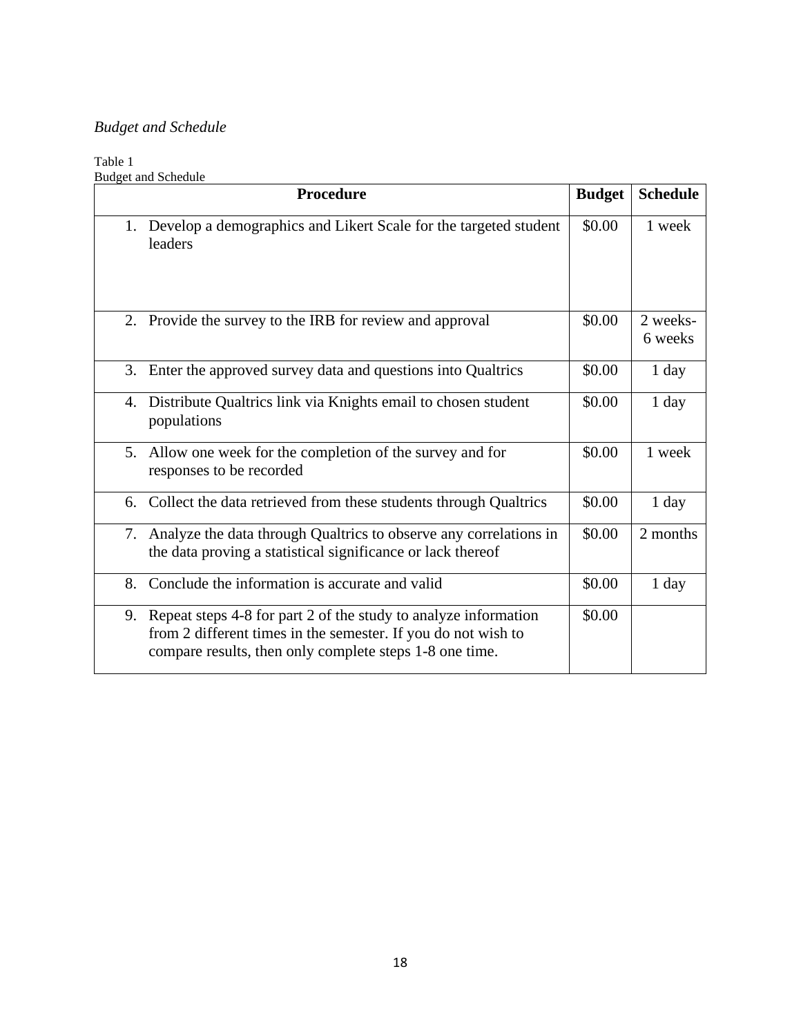*Budget and Schedule*

Table 1
Budget and Schedule

| Procedure | Budget | Schedule |
|---|---|---|
| 1. Develop a demographics and Likert Scale for the targeted student leaders | $0.00 | 1 week |
| 2. Provide the survey to the IRB for review and approval | $0.00 | 2 weeks-6 weeks |
| 3. Enter the approved survey data and questions into Qualtrics | $0.00 | 1 day |
| 4. Distribute Qualtrics link via Knights email to chosen student populations | $0.00 | 1 day |
| 5. Allow one week for the completion of the survey and for responses to be recorded | $0.00 | 1 week |
| 6. Collect the data retrieved from these students through Qualtrics | $0.00 | 1 day |
| 7. Analyze the data through Qualtrics to observe any correlations in the data proving a statistical significance or lack thereof | $0.00 | 2 months |
| 8. Conclude the information is accurate and valid | $0.00 | 1 day |
| 9. Repeat steps 4-8 for part 2 of the study to analyze information from 2 different times in the semester. If you do not wish to compare results, then only complete steps 1-8 one time. | $0.00 | |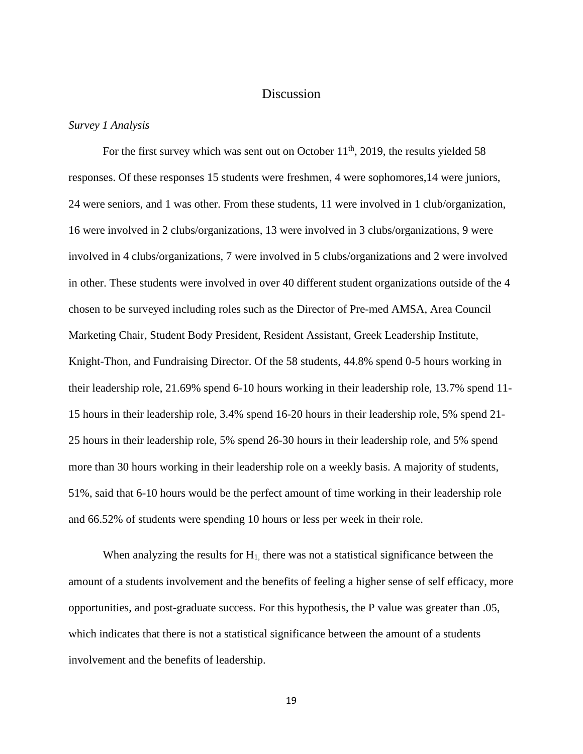# Discussion

*Survey 1 Analysis*

For the first survey which was sent out on October 11th, 2019, the results yielded 58 responses. Of these responses 15 students were freshmen, 4 were sophomores,14 were juniors, 24 were seniors, and 1 was other. From these students, 11 were involved in 1 club/organization, 16 were involved in 2 clubs/organizations, 13 were involved in 3 clubs/organizations, 9 were involved in 4 clubs/organizations, 7 were involved in 5 clubs/organizations and 2 were involved in other. These students were involved in over 40 different student organizations outside of the 4 chosen to be surveyed including roles such as the Director of Pre-med AMSA, Area Council Marketing Chair, Student Body President, Resident Assistant, Greek Leadership Institute, Knight-Thon, and Fundraising Director. Of the 58 students, 44.8% spend 0-5 hours working in their leadership role, 21.69% spend 6-10 hours working in their leadership role, 13.7% spend 11-15 hours in their leadership role, 3.4% spend 16-20 hours in their leadership role, 5% spend 21-25 hours in their leadership role, 5% spend 26-30 hours in their leadership role, and 5% spend more than 30 hours working in their leadership role on a weekly basis. A majority of students, 51%, said that 6-10 hours would be the perfect amount of time working in their leadership role and 66.52% of students were spending 10 hours or less per week in their role.

When analyzing the results for $H_{1,}$ there was not a statistical significance between the amount of a students involvement and the benefits of feeling a higher sense of self efficacy, more opportunities, and post-graduate success. For this hypothesis, the P value was greater than .05, which indicates that there is not a statistical significance between the amount of a students involvement and the benefits of leadership.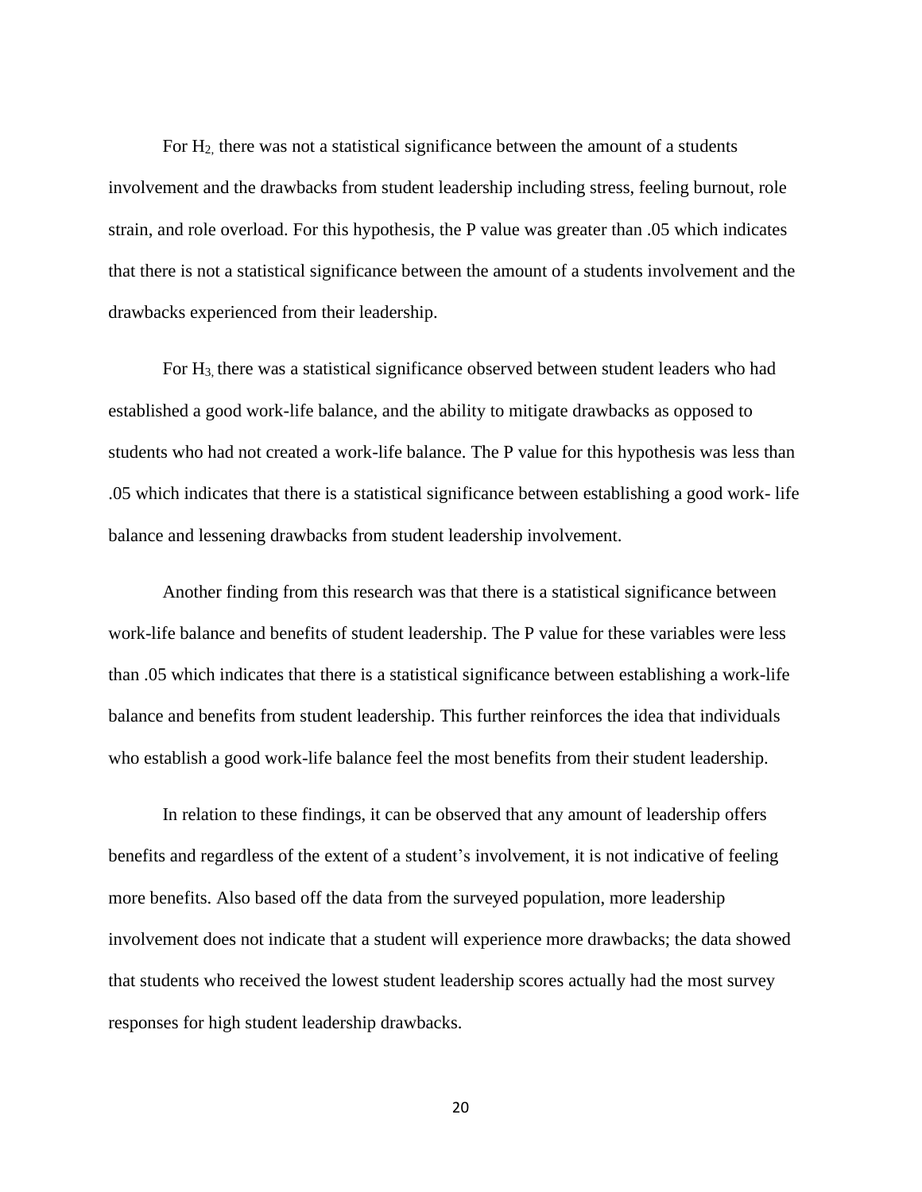For $H_2$, there was not a statistical significance between the amount of a students involvement and the drawbacks from student leadership including stress, feeling burnout, role strain, and role overload. For this hypothesis, the P value was greater than .05 which indicates that there is not a statistical significance between the amount of a students involvement and the drawbacks experienced from their leadership.

For $H_3$, there was a statistical significance observed between student leaders who had established a good work-life balance, and the ability to mitigate drawbacks as opposed to students who had not created a work-life balance. The P value for this hypothesis was less than .05 which indicates that there is a statistical significance between establishing a good work- life balance and lessening drawbacks from student leadership involvement.

Another finding from this research was that there is a statistical significance between work-life balance and benefits of student leadership. The P value for these variables were less than .05 which indicates that there is a statistical significance between establishing a work-life balance and benefits from student leadership. This further reinforces the idea that individuals who establish a good work-life balance feel the most benefits from their student leadership.

In relation to these findings, it can be observed that any amount of leadership offers benefits and regardless of the extent of a student's involvement, it is not indicative of feeling more benefits. Also based off the data from the surveyed population, more leadership involvement does not indicate that a student will experience more drawbacks; the data showed that students who received the lowest student leadership scores actually had the most survey responses for high student leadership drawbacks.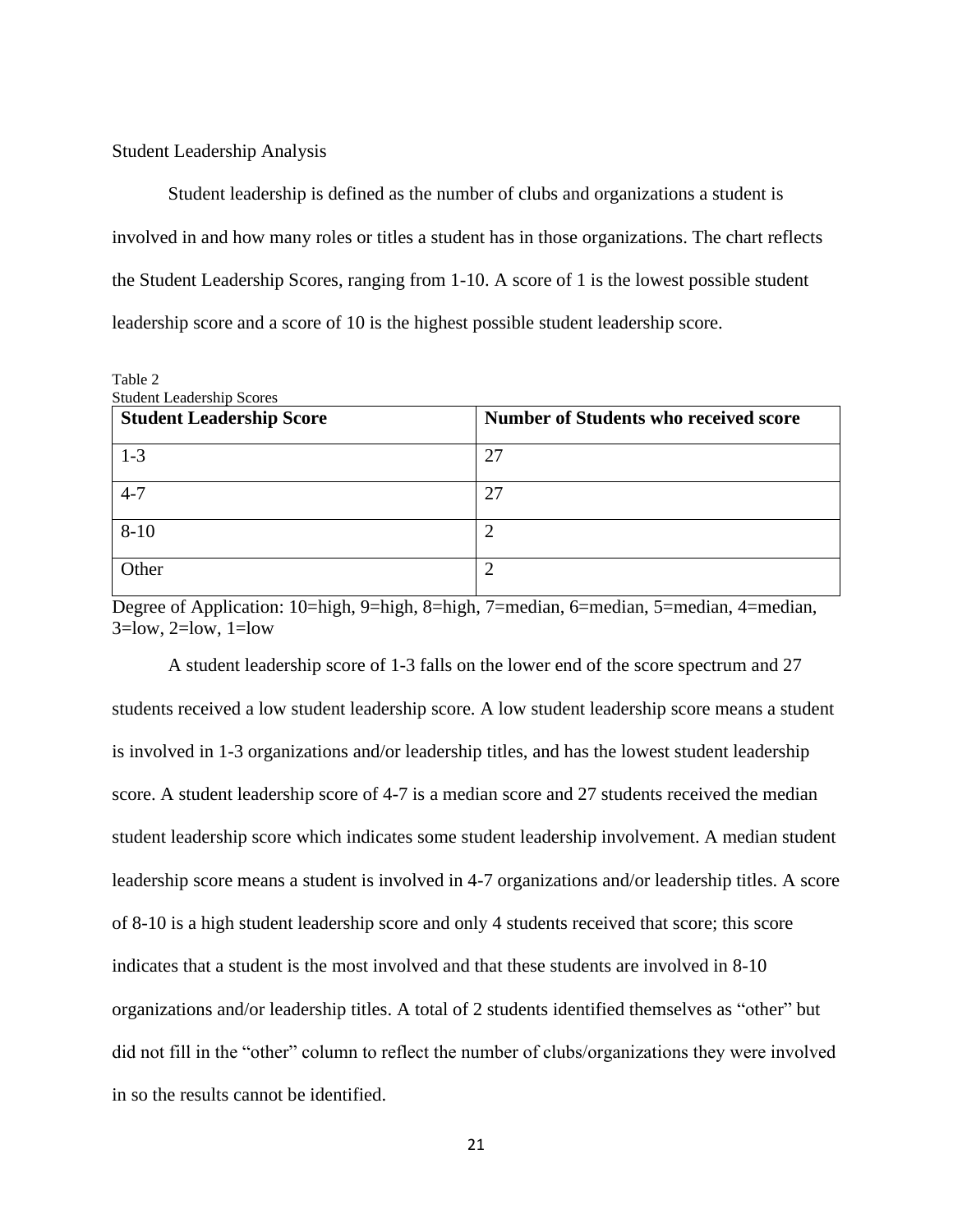Student Leadership Analysis

Student leadership is defined as the number of clubs and organizations a student is involved in and how many roles or titles a student has in those organizations. The chart reflects the Student Leadership Scores, ranging from 1-10. A score of 1 is the lowest possible student leadership score and a score of 10 is the highest possible student leadership score.

Table 2
Student Leadership Scores

| Student Leadership Score | Number of Students who received score |
|---|---|
| 1-3 | 27 |
| 4-7 | 27 |
| 8-10 | 2 |
| Other | 2 |

Degree of Application: 10=high, 9=high, 8=high, 7=median, 6=median, 5=median, 4=median, 3=low, 2=low, 1=low

A student leadership score of 1-3 falls on the lower end of the score spectrum and 27 students received a low student leadership score. A low student leadership score means a student is involved in 1-3 organizations and/or leadership titles, and has the lowest student leadership score. A student leadership score of 4-7 is a median score and 27 students received the median student leadership score which indicates some student leadership involvement. A median student leadership score means a student is involved in 4-7 organizations and/or leadership titles. A score of 8-10 is a high student leadership score and only 4 students received that score; this score indicates that a student is the most involved and that these students are involved in 8-10 organizations and/or leadership titles. A total of 2 students identified themselves as "other" but did not fill in the "other" column to reflect the number of clubs/organizations they were involved in so the results cannot be identified.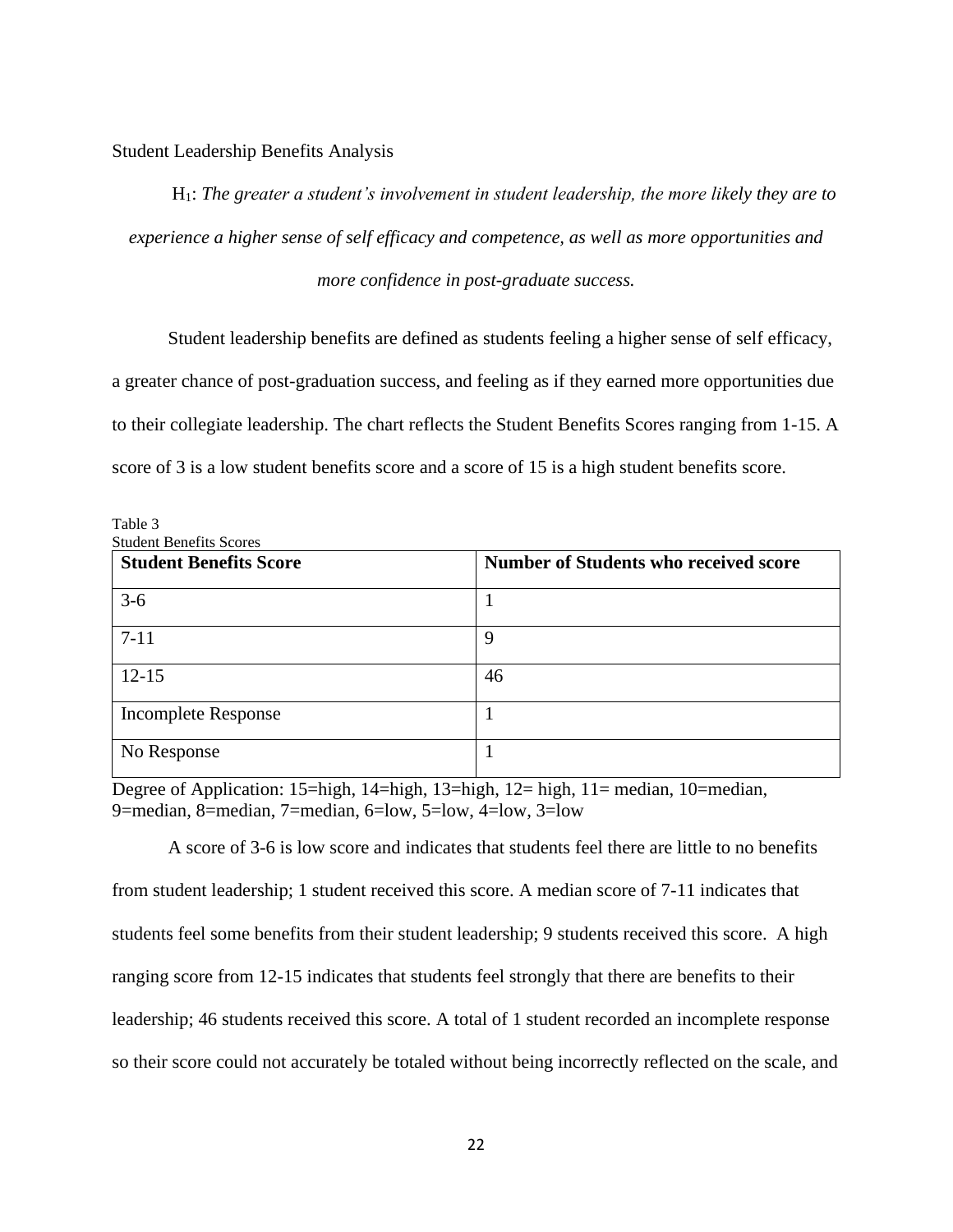Student Leadership Benefits Analysis

$H_1$: *The greater a student's involvement in student leadership, the more likely they are to experience a higher sense of self efficacy and competence, as well as more opportunities and more confidence in post-graduate success.*

Student leadership benefits are defined as students feeling a higher sense of self efficacy, a greater chance of post-graduation success, and feeling as if they earned more opportunities due to their collegiate leadership. The chart reflects the Student Benefits Scores ranging from 1-15. A score of 3 is a low student benefits score and a score of 15 is a high student benefits score.

Table 3
Student Benefits Scores

| **Student Benefits Score** | **Number of Students who received score** |
|---|---|
| 3-6 | 1 |
| 7-11 | 9 |
| 12-15 | 46 |
| Incomplete Response | 1 |
| No Response | 1 |

Degree of Application: 15=high, 14=high, 13=high, 12= high, 11= median, 10=median, 9=median, 8=median, 7=median, 6=low, 5=low, 4=low, 3=low

A score of 3-6 is low score and indicates that students feel there are little to no benefits from student leadership; 1 student received this score. A median score of 7-11 indicates that students feel some benefits from their student leadership; 9 students received this score. A high ranging score from 12-15 indicates that students feel strongly that there are benefits to their leadership; 46 students received this score. A total of 1 student recorded an incomplete response so their score could not accurately be totaled without being incorrectly reflected on the scale, and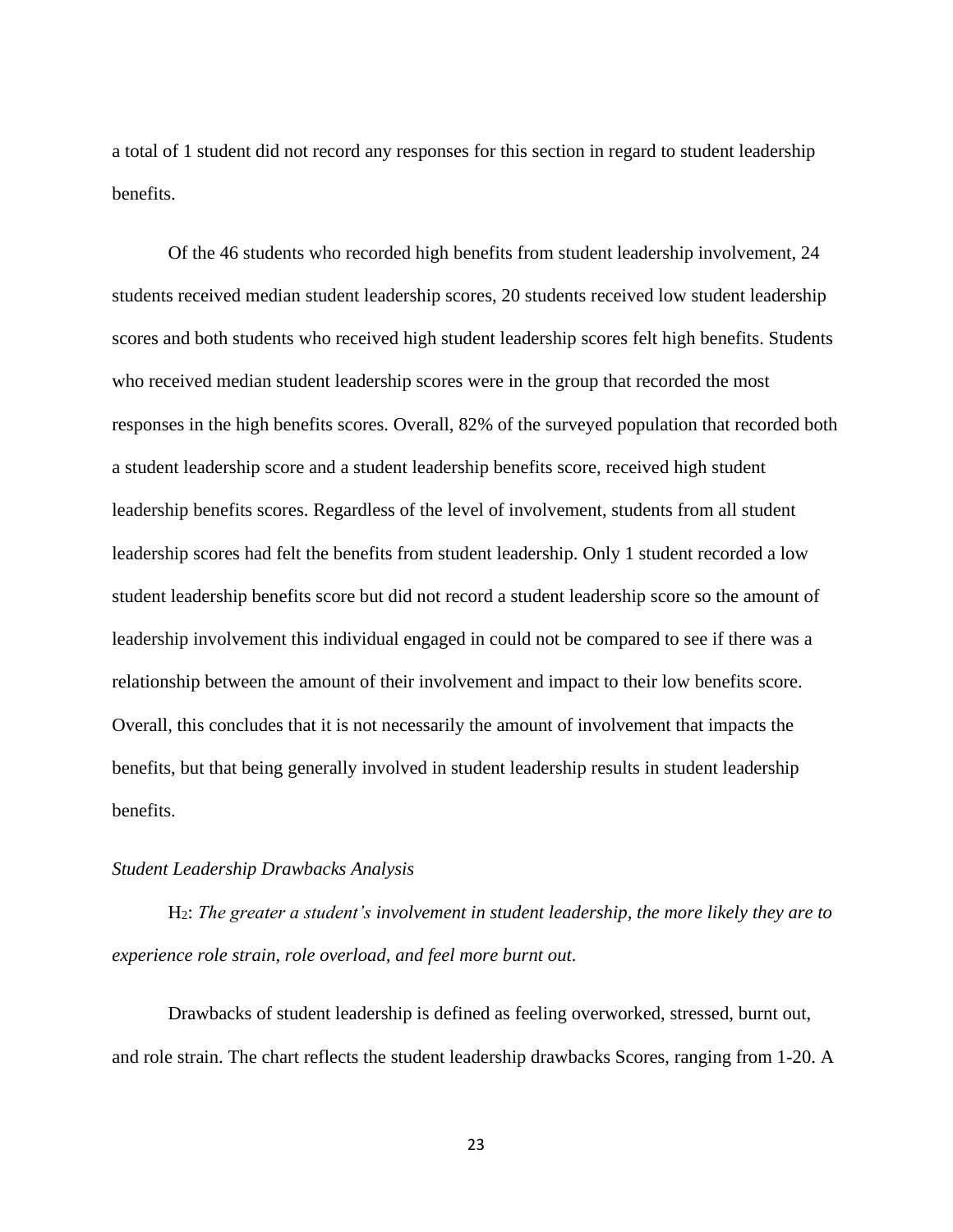a total of 1 student did not record any responses for this section in regard to student leadership benefits.

Of the 46 students who recorded high benefits from student leadership involvement, 24 students received median student leadership scores, 20 students received low student leadership scores and both students who received high student leadership scores felt high benefits. Students who received median student leadership scores were in the group that recorded the most responses in the high benefits scores. Overall, 82% of the surveyed population that recorded both a student leadership score and a student leadership benefits score, received high student leadership benefits scores. Regardless of the level of involvement, students from all student leadership scores had felt the benefits from student leadership. Only 1 student recorded a low student leadership benefits score but did not record a student leadership score so the amount of leadership involvement this individual engaged in could not be compared to see if there was a relationship between the amount of their involvement and impact to their low benefits score. Overall, this concludes that it is not necessarily the amount of involvement that impacts the benefits, but that being generally involved in student leadership results in student leadership benefits.

*Student Leadership Drawbacks Analysis*

$H_2$: *The greater a student's involvement in student leadership, the more likely they are to experience role strain, role overload, and feel more burnt out*.

Drawbacks of student leadership is defined as feeling overworked, stressed, burnt out, and role strain. The chart reflects the student leadership drawbacks Scores, ranging from 1-20. A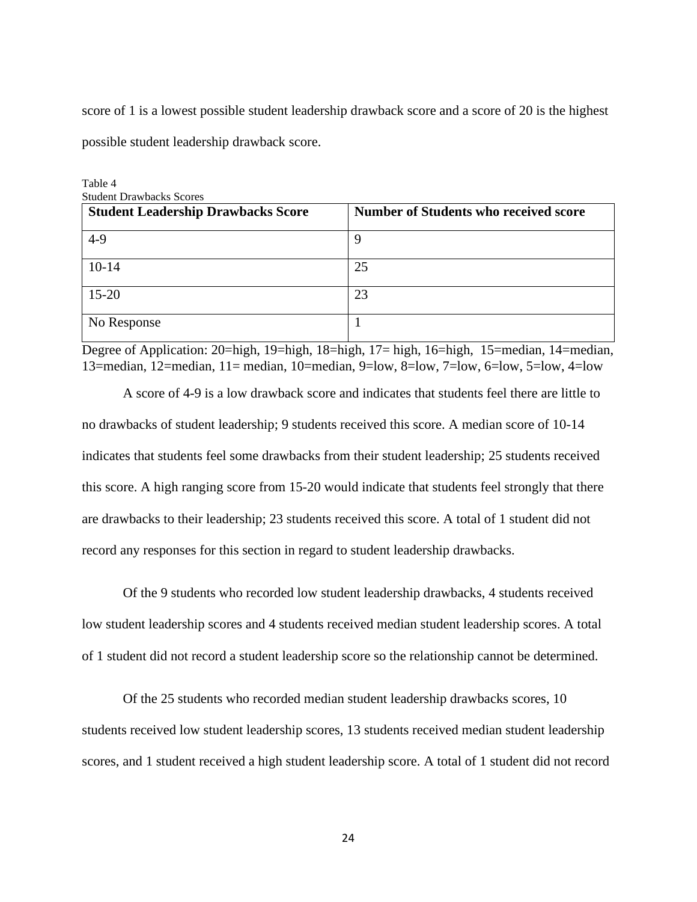score of 1 is a lowest possible student leadership drawback score and a score of 20 is the highest possible student leadership drawback score.

Table 4
Student Drawbacks Scores

| **Student Leadership Drawbacks Score** | **Number of Students who received score** |
|---|---|
| 4-9 | 9 |
| 10-14 | 25 |
| 15-20 | 23 |
| No Response | 1 |

Degree of Application: 20=high, 19=high, 18=high, 17= high, 16=high, 15=median, 14=median, 13=median, 12=median, 11= median, 10=median, 9=low, 8=low, 7=low, 6=low, 5=low, 4=low

A score of 4-9 is a low drawback score and indicates that students feel there are little to no drawbacks of student leadership; 9 students received this score. A median score of 10-14 indicates that students feel some drawbacks from their student leadership; 25 students received this score. A high ranging score from 15-20 would indicate that students feel strongly that there are drawbacks to their leadership; 23 students received this score. A total of 1 student did not record any responses for this section in regard to student leadership drawbacks.

Of the 9 students who recorded low student leadership drawbacks, 4 students received low student leadership scores and 4 students received median student leadership scores. A total of 1 student did not record a student leadership score so the relationship cannot be determined.

Of the 25 students who recorded median student leadership drawbacks scores, 10 students received low student leadership scores, 13 students received median student leadership scores, and 1 student received a high student leadership score. A total of 1 student did not record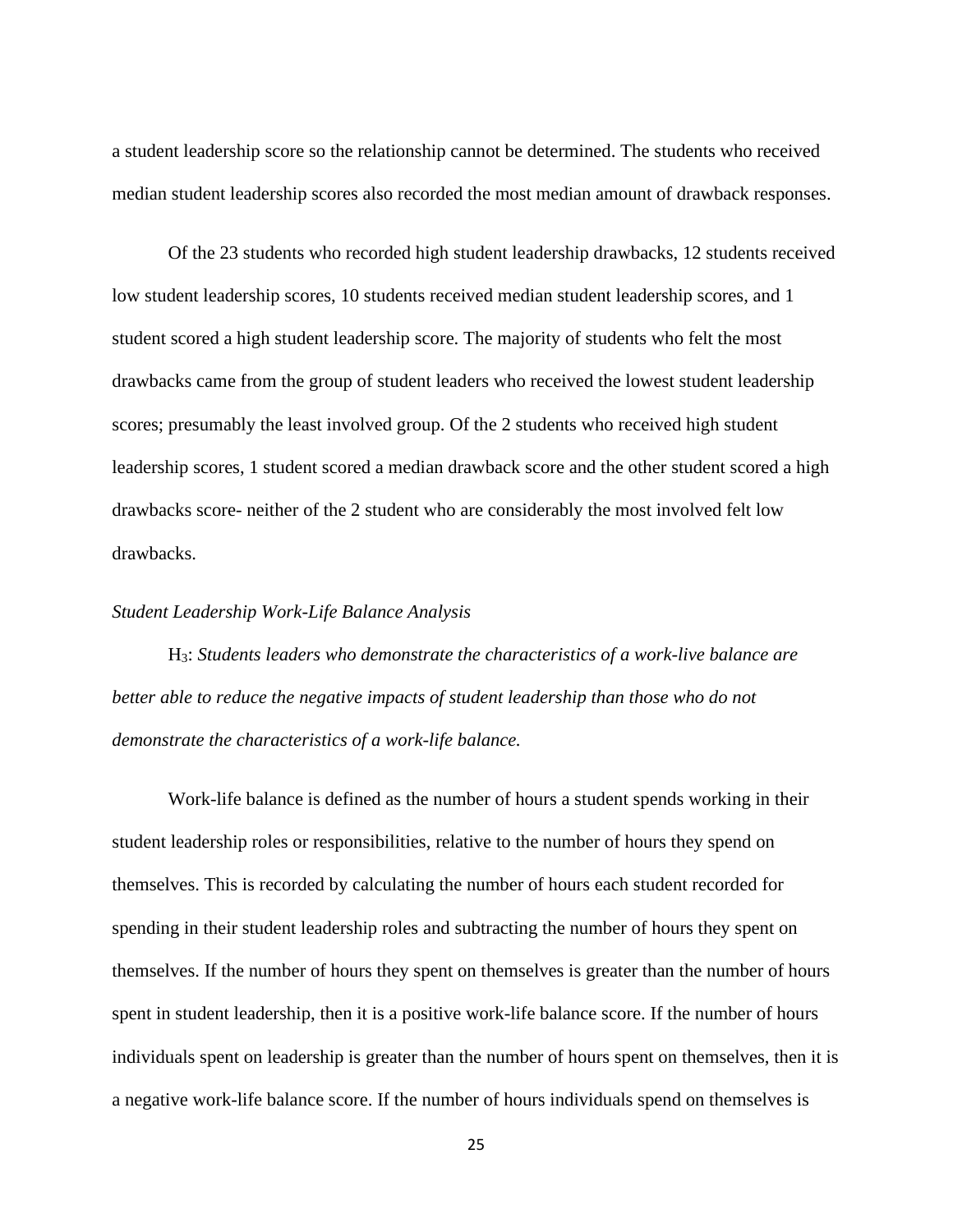a student leadership score so the relationship cannot be determined. The students who received median student leadership scores also recorded the most median amount of drawback responses.

Of the 23 students who recorded high student leadership drawbacks, 12 students received low student leadership scores, 10 students received median student leadership scores, and 1 student scored a high student leadership score. The majority of students who felt the most drawbacks came from the group of student leaders who received the lowest student leadership scores; presumably the least involved group. Of the 2 students who received high student leadership scores, 1 student scored a median drawback score and the other student scored a high drawbacks score- neither of the 2 student who are considerably the most involved felt low drawbacks.

*Student Leadership Work-Life Balance Analysis*

$H_3$: *Students leaders who demonstrate the characteristics of a work-live balance are better able to reduce the negative impacts of student leadership than those who do not demonstrate the characteristics of a work-life balance.*

Work-life balance is defined as the number of hours a student spends working in their student leadership roles or responsibilities, relative to the number of hours they spend on themselves. This is recorded by calculating the number of hours each student recorded for spending in their student leadership roles and subtracting the number of hours they spent on themselves. If the number of hours they spent on themselves is greater than the number of hours spent in student leadership, then it is a positive work-life balance score. If the number of hours individuals spent on leadership is greater than the number of hours spent on themselves, then it is a negative work-life balance score. If the number of hours individuals spend on themselves is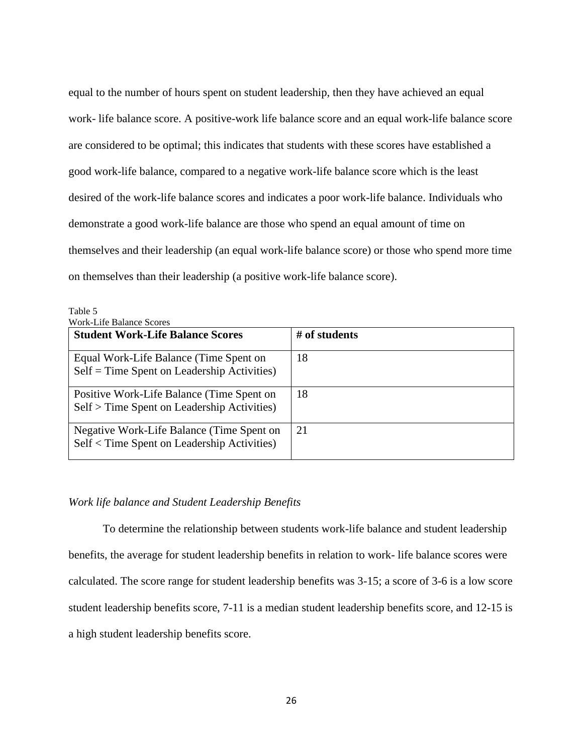equal to the number of hours spent on student leadership, then they have achieved an equal work- life balance score. A positive-work life balance score and an equal work-life balance score are considered to be optimal; this indicates that students with these scores have established a good work-life balance, compared to a negative work-life balance score which is the least desired of the work-life balance scores and indicates a poor work-life balance. Individuals who demonstrate a good work-life balance are those who spend an equal amount of time on themselves and their leadership (an equal work-life balance score) or those who spend more time on themselves than their leadership (a positive work-life balance score).

Table 5
Work-Life Balance Scores

| **Student Work-Life Balance Scores** | **# of students** |
| --- | --- |
| Equal Work-Life Balance (Time Spent on Self = Time Spent on Leadership Activities) | 18 |
| Positive Work-Life Balance (Time Spent on Self > Time Spent on Leadership Activities) | 18 |
| Negative Work-Life Balance (Time Spent on Self < Time Spent on Leadership Activities) | 21 |

*Work life balance and Student Leadership Benefits*

To determine the relationship between students work-life balance and student leadership benefits, the average for student leadership benefits in relation to work- life balance scores were calculated. The score range for student leadership benefits was 3-15; a score of 3-6 is a low score student leadership benefits score, 7-11 is a median student leadership benefits score, and 12-15 is a high student leadership benefits score.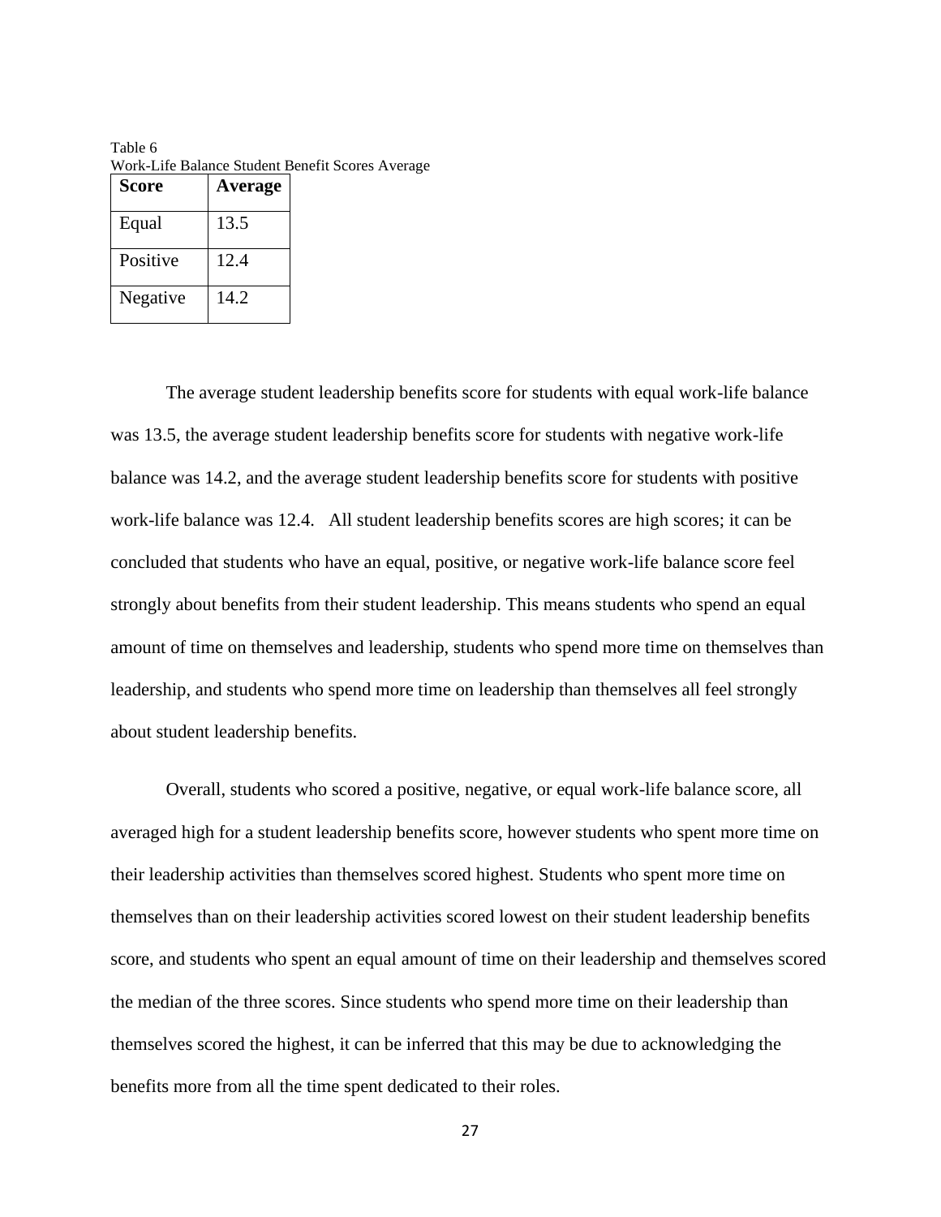Table 6

Work-Life Balance Student Benefit Scores Average

| Score | Average |
|---|---|
| Equal | 13.5 |
| Positive | 12.4 |
| Negative | 14.2 |

The average student leadership benefits score for students with equal work-life balance was 13.5, the average student leadership benefits score for students with negative work-life balance was 14.2, and the average student leadership benefits score for students with positive work-life balance was 12.4.  All student leadership benefits scores are high scores; it can be concluded that students who have an equal, positive, or negative work-life balance score feel strongly about benefits from their student leadership. This means students who spend an equal amount of time on themselves and leadership, students who spend more time on themselves than leadership, and students who spend more time on leadership than themselves all feel strongly about student leadership benefits.

Overall, students who scored a positive, negative, or equal work-life balance score, all averaged high for a student leadership benefits score, however students who spent more time on their leadership activities than themselves scored highest. Students who spent more time on themselves than on their leadership activities scored lowest on their student leadership benefits score, and students who spent an equal amount of time on their leadership and themselves scored the median of the three scores. Since students who spend more time on their leadership than themselves scored the highest, it can be inferred that this may be due to acknowledging the benefits more from all the time spent dedicated to their roles.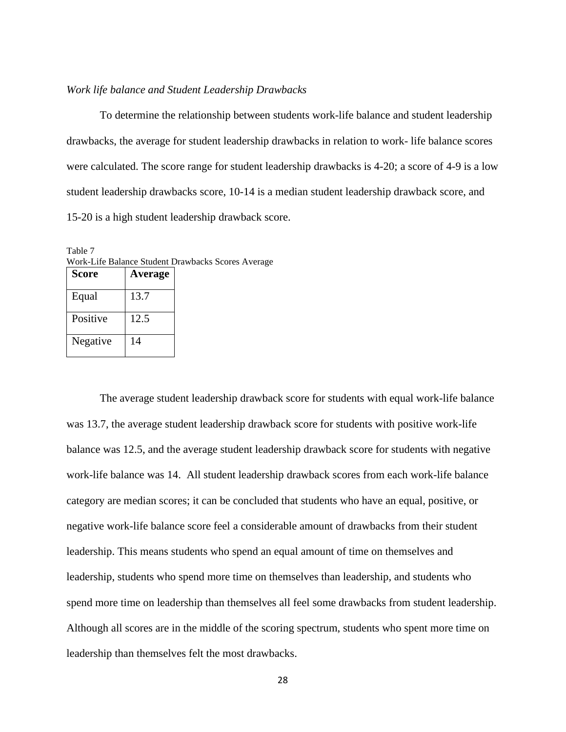*Work life balance and Student Leadership Drawbacks*

To determine the relationship between students work-life balance and student leadership drawbacks, the average for student leadership drawbacks in relation to work- life balance scores were calculated. The score range for student leadership drawbacks is 4-20; a score of 4-9 is a low student leadership drawbacks score, 10-14 is a median student leadership drawback score, and 15-20 is a high student leadership drawback score.

Table 7
Work-Life Balance Student Drawbacks Scores Average

| **Score** | **Average** |
|---|---|
| Equal | 13.7 |
| Positive | 12.5 |
| Negative | 14 |

The average student leadership drawback score for students with equal work-life balance was 13.7, the average student leadership drawback score for students with positive work-life balance was 12.5, and the average student leadership drawback score for students with negative work-life balance was 14. All student leadership drawback scores from each work-life balance category are median scores; it can be concluded that students who have an equal, positive, or negative work-life balance score feel a considerable amount of drawbacks from their student leadership. This means students who spend an equal amount of time on themselves and leadership, students who spend more time on themselves than leadership, and students who spend more time on leadership than themselves all feel some drawbacks from student leadership. Although all scores are in the middle of the scoring spectrum, students who spent more time on leadership than themselves felt the most drawbacks.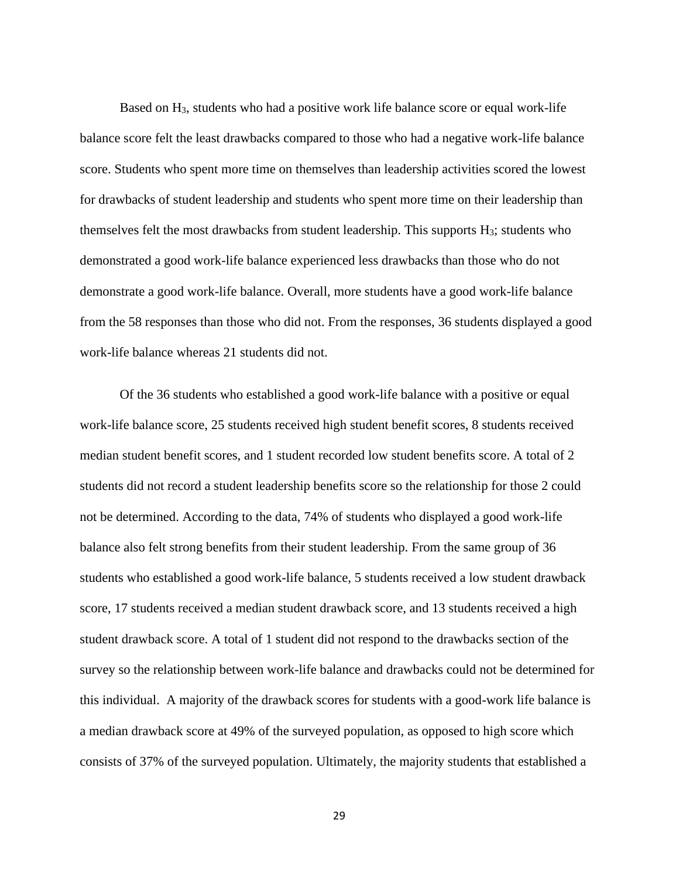Based on $H_3$, students who had a positive work life balance score or equal work-life balance score felt the least drawbacks compared to those who had a negative work-life balance score. Students who spent more time on themselves than leadership activities scored the lowest for drawbacks of student leadership and students who spent more time on their leadership than themselves felt the most drawbacks from student leadership. This supports $H_3$; students who demonstrated a good work-life balance experienced less drawbacks than those who do not demonstrate a good work-life balance. Overall, more students have a good work-life balance from the 58 responses than those who did not. From the responses, 36 students displayed a good work-life balance whereas 21 students did not.

Of the 36 students who established a good work-life balance with a positive or equal work-life balance score, 25 students received high student benefit scores, 8 students received median student benefit scores, and 1 student recorded low student benefits score. A total of 2 students did not record a student leadership benefits score so the relationship for those 2 could not be determined. According to the data, 74% of students who displayed a good work-life balance also felt strong benefits from their student leadership. From the same group of 36 students who established a good work-life balance, 5 students received a low student drawback score, 17 students received a median student drawback score, and 13 students received a high student drawback score. A total of 1 student did not respond to the drawbacks section of the survey so the relationship between work-life balance and drawbacks could not be determined for this individual. A majority of the drawback scores for students with a good-work life balance is a median drawback score at 49% of the surveyed population, as opposed to high score which consists of 37% of the surveyed population. Ultimately, the majority students that established a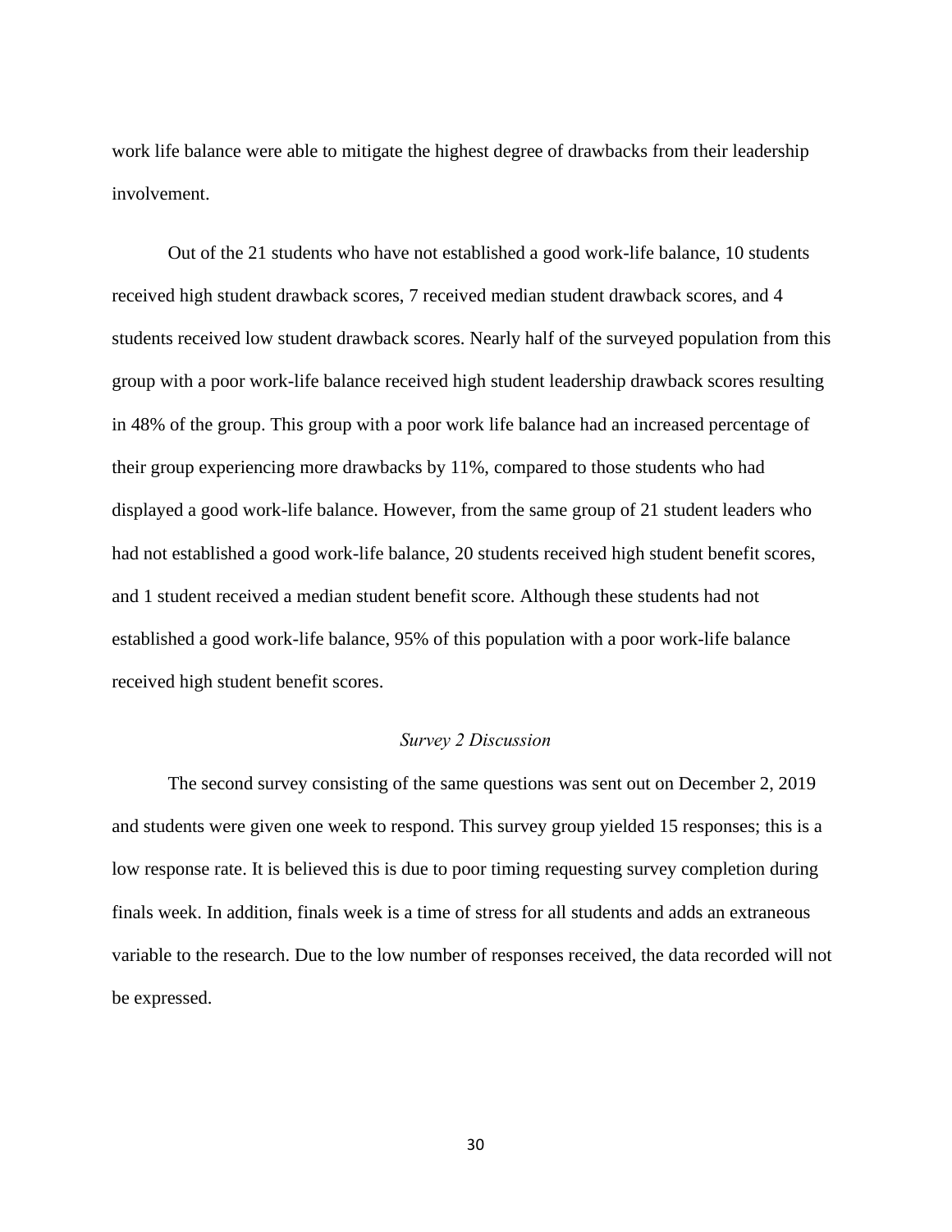work life balance were able to mitigate the highest degree of drawbacks from their leadership involvement.

Out of the 21 students who have not established a good work-life balance, 10 students received high student drawback scores, 7 received median student drawback scores, and 4 students received low student drawback scores. Nearly half of the surveyed population from this group with a poor work-life balance received high student leadership drawback scores resulting in 48% of the group. This group with a poor work life balance had an increased percentage of their group experiencing more drawbacks by 11%, compared to those students who had displayed a good work-life balance. However, from the same group of 21 student leaders who had not established a good work-life balance, 20 students received high student benefit scores, and 1 student received a median student benefit score. Although these students had not established a good work-life balance, 95% of this population with a poor work-life balance received high student benefit scores.

### *Survey 2 Discussion*

The second survey consisting of the same questions was sent out on December 2, 2019 and students were given one week to respond. This survey group yielded 15 responses; this is a low response rate. It is believed this is due to poor timing requesting survey completion during finals week. In addition, finals week is a time of stress for all students and adds an extraneous variable to the research. Due to the low number of responses received, the data recorded will not be expressed.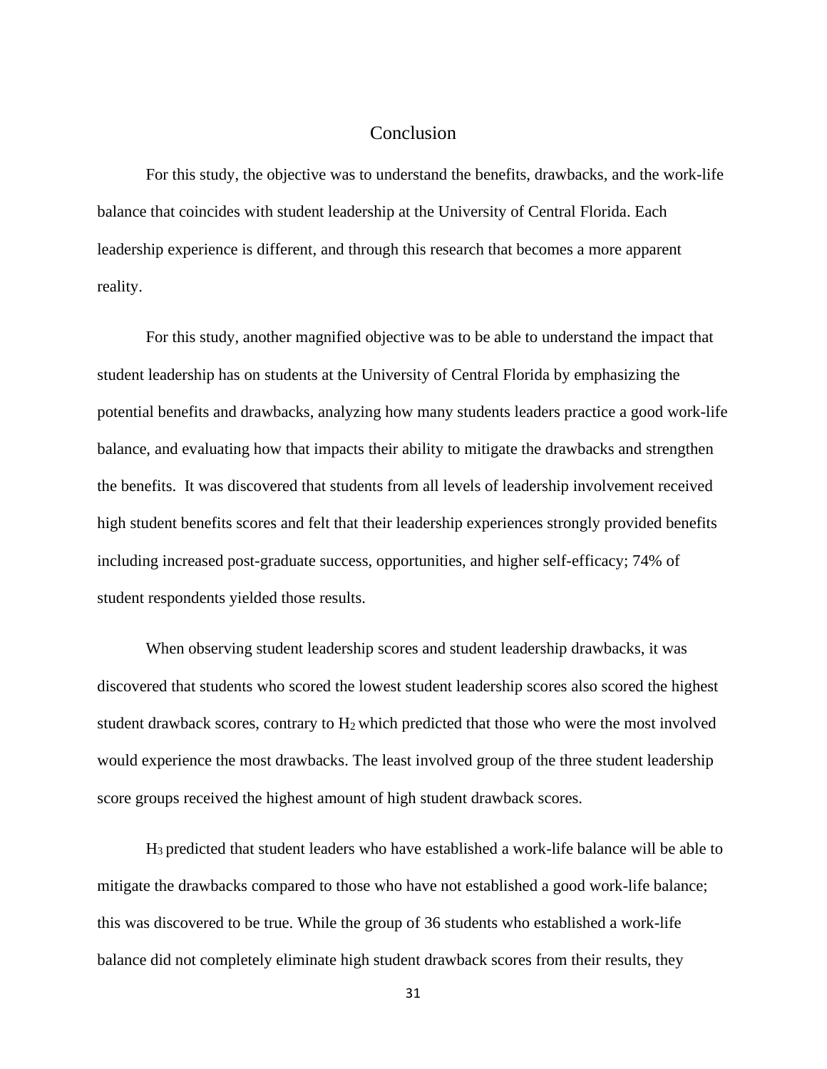# Conclusion

For this study, the objective was to understand the benefits, drawbacks, and the work-life balance that coincides with student leadership at the University of Central Florida. Each leadership experience is different, and through this research that becomes a more apparent reality.

For this study, another magnified objective was to be able to understand the impact that student leadership has on students at the University of Central Florida by emphasizing the potential benefits and drawbacks, analyzing how many students leaders practice a good work-life balance, and evaluating how that impacts their ability to mitigate the drawbacks and strengthen the benefits. It was discovered that students from all levels of leadership involvement received high student benefits scores and felt that their leadership experiences strongly provided benefits including increased post-graduate success, opportunities, and higher self-efficacy; 74% of student respondents yielded those results.

When observing student leadership scores and student leadership drawbacks, it was discovered that students who scored the lowest student leadership scores also scored the highest student drawback scores, contrary to $H_2$ which predicted that those who were the most involved would experience the most drawbacks. The least involved group of the three student leadership score groups received the highest amount of high student drawback scores.

$H_3$ predicted that student leaders who have established a work-life balance will be able to mitigate the drawbacks compared to those who have not established a good work-life balance; this was discovered to be true. While the group of 36 students who established a work-life balance did not completely eliminate high student drawback scores from their results, they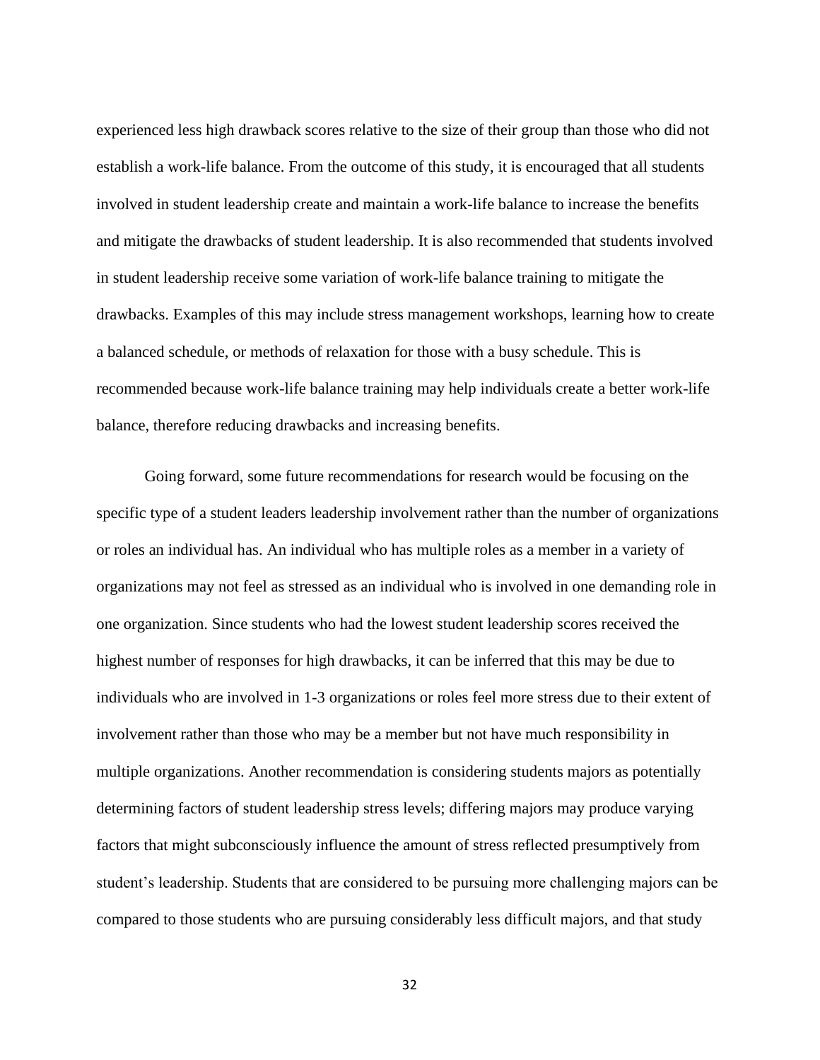experienced less high drawback scores relative to the size of their group than those who did not establish a work-life balance. From the outcome of this study, it is encouraged that all students involved in student leadership create and maintain a work-life balance to increase the benefits and mitigate the drawbacks of student leadership. It is also recommended that students involved in student leadership receive some variation of work-life balance training to mitigate the drawbacks. Examples of this may include stress management workshops, learning how to create a balanced schedule, or methods of relaxation for those with a busy schedule. This is recommended because work-life balance training may help individuals create a better work-life balance, therefore reducing drawbacks and increasing benefits.

Going forward, some future recommendations for research would be focusing on the specific type of a student leaders leadership involvement rather than the number of organizations or roles an individual has. An individual who has multiple roles as a member in a variety of organizations may not feel as stressed as an individual who is involved in one demanding role in one organization. Since students who had the lowest student leadership scores received the highest number of responses for high drawbacks, it can be inferred that this may be due to individuals who are involved in 1-3 organizations or roles feel more stress due to their extent of involvement rather than those who may be a member but not have much responsibility in multiple organizations. Another recommendation is considering students majors as potentially determining factors of student leadership stress levels; differing majors may produce varying factors that might subconsciously influence the amount of stress reflected presumptively from student's leadership. Students that are considered to be pursuing more challenging majors can be compared to those students who are pursuing considerably less difficult majors, and that study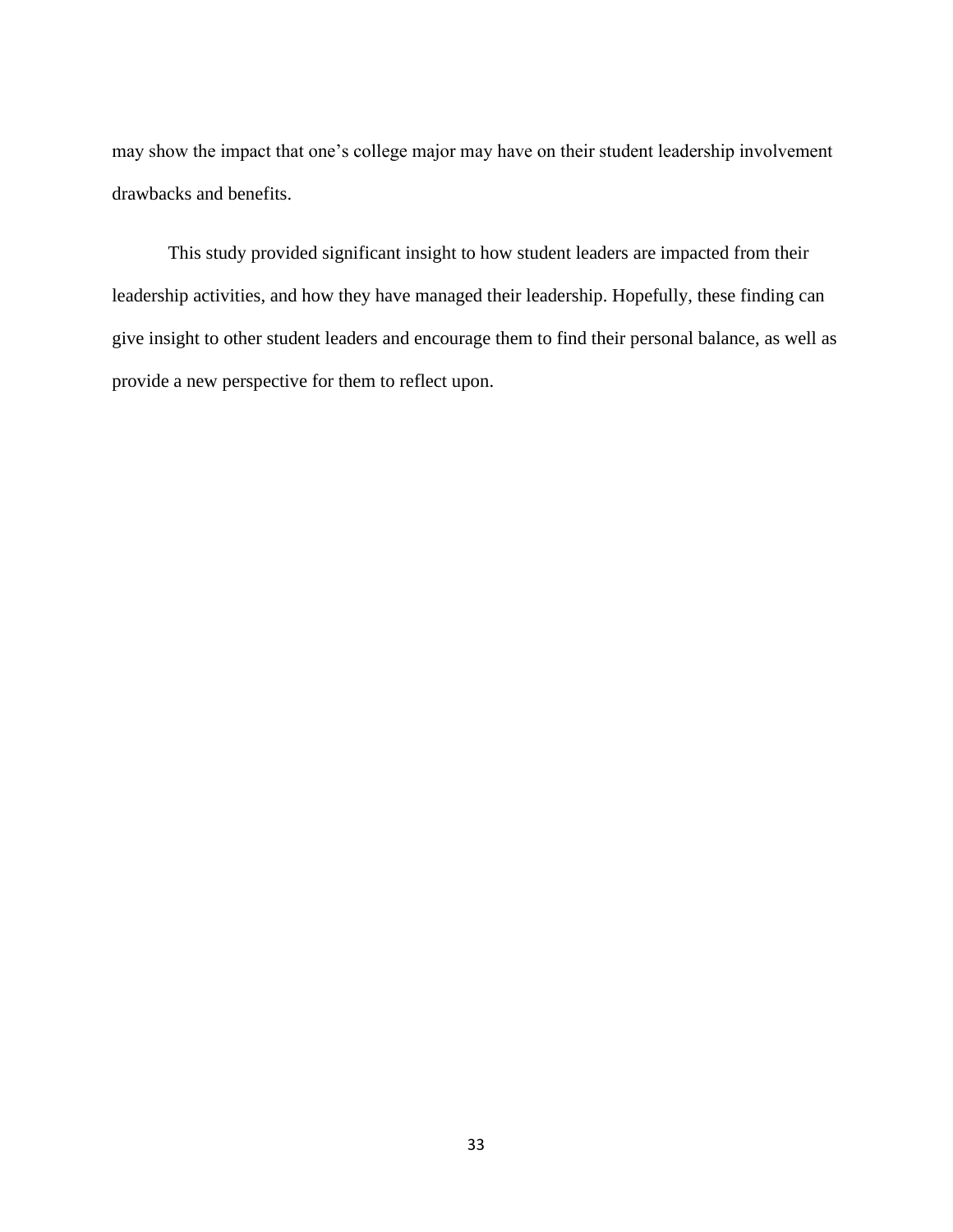may show the impact that one's college major may have on their student leadership involvement drawbacks and benefits.

This study provided significant insight to how student leaders are impacted from their leadership activities, and how they have managed their leadership. Hopefully, these finding can give insight to other student leaders and encourage them to find their personal balance, as well as provide a new perspective for them to reflect upon.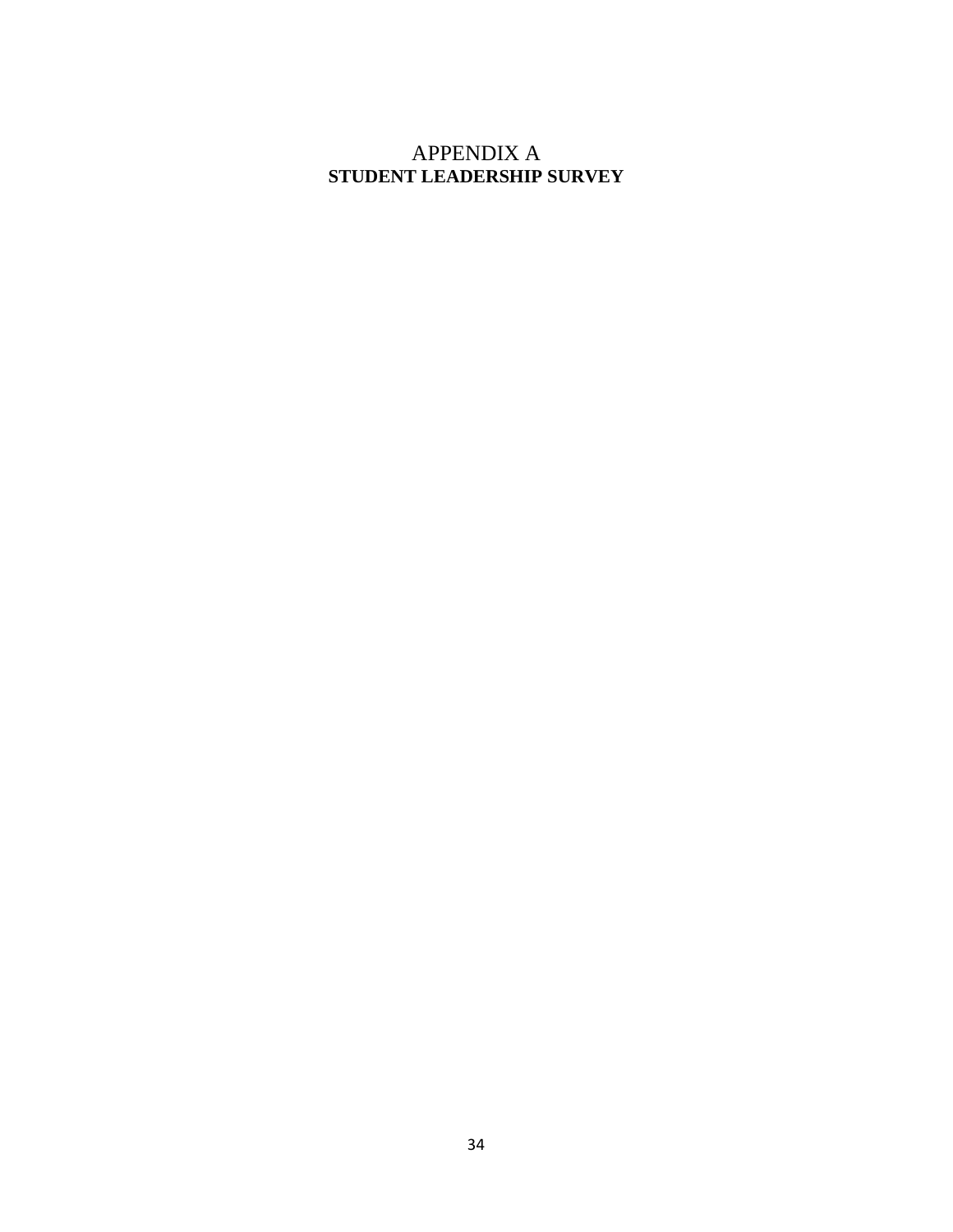# APPENDIX A

## STUDENT LEADERSHIP SURVEY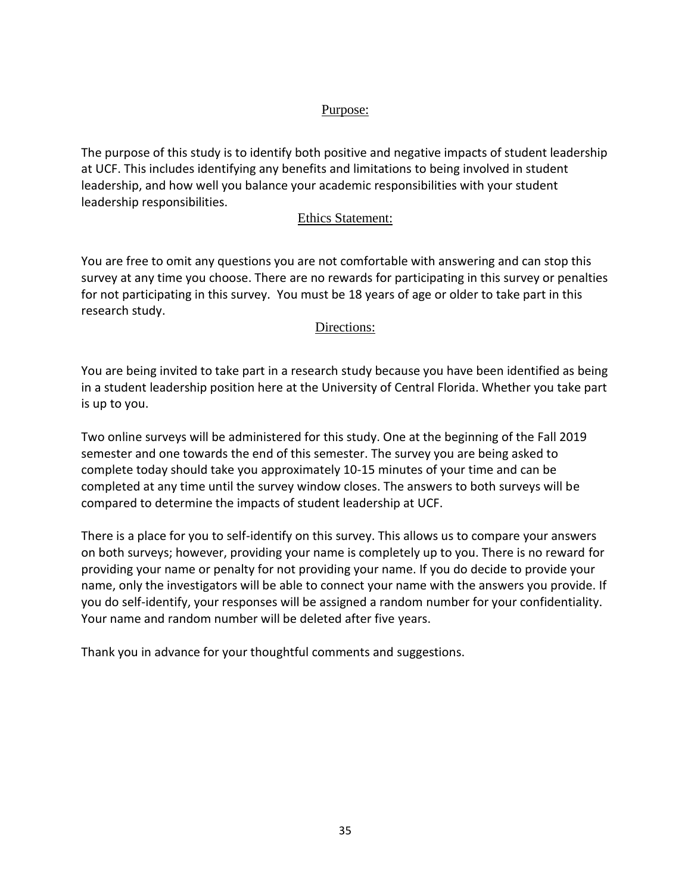## Purpose:

The purpose of this study is to identify both positive and negative impacts of student leadership at UCF. This includes identifying any benefits and limitations to being involved in student leadership, and how well you balance your academic responsibilities with your student leadership responsibilities.

## Ethics Statement:

You are free to omit any questions you are not comfortable with answering and can stop this survey at any time you choose. There are no rewards for participating in this survey or penalties for not participating in this survey. You must be 18 years of age or older to take part in this research study.

## Directions:

You are being invited to take part in a research study because you have been identified as being in a student leadership position here at the University of Central Florida. Whether you take part is up to you.

Two online surveys will be administered for this study. One at the beginning of the Fall 2019 semester and one towards the end of this semester. The survey you are being asked to complete today should take you approximately 10-15 minutes of your time and can be completed at any time until the survey window closes. The answers to both surveys will be compared to determine the impacts of student leadership at UCF.

There is a place for you to self-identify on this survey. This allows us to compare your answers on both surveys; however, providing your name is completely up to you. There is no reward for providing your name or penalty for not providing your name. If you do decide to provide your name, only the investigators will be able to connect your name with the answers you provide. If you do self-identify, your responses will be assigned a random number for your confidentiality. Your name and random number will be deleted after five years.

Thank you in advance for your thoughtful comments and suggestions.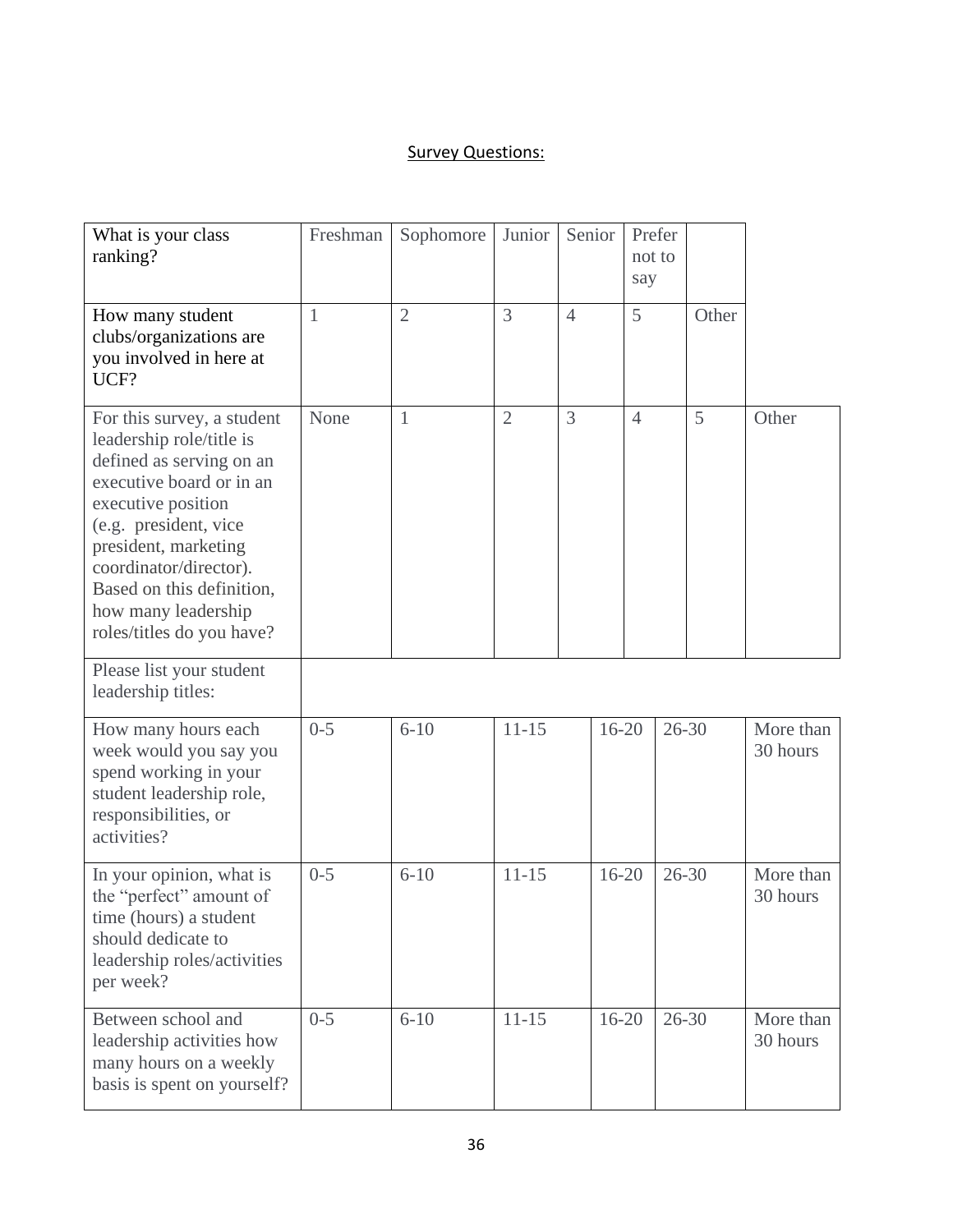Survey Questions:

| | | | | | | | |
|---|---|---|---|---|---|---|---|
| What is your class ranking? | Freshman | Sophomore | Junior | Senior | Prefer not to say | | |
| How many student clubs/organizations are you involved in here at UCF? | 1 | 2 | 3 | 4 | 5 | Other | |
| For this survey, a student leadership role/title is defined as serving on an executive board or in an executive position (e.g. president, vice president, marketing coordinator/director). Based on this definition, how many leadership roles/titles do you have? | None | 1 | 2 | 3 | 4 | 5 | Other |
| Please list your student leadership titles: | | | | | | | |
| How many hours each week would you say you spend working in your student leadership role, responsibilities, or activities? | 0-5 | 6-10 | 11-15 | 16-20 | 26-30 | More than 30 hours | |
| In your opinion, what is the "perfect" amount of time (hours) a student should dedicate to leadership roles/activities per week? | 0-5 | 6-10 | 11-15 | 16-20 | 26-30 | More than 30 hours | |
| Between school and leadership activities how many hours on a weekly basis is spent on yourself? | 0-5 | 6-10 | 11-15 | 16-20 | 26-30 | More than 30 hours | |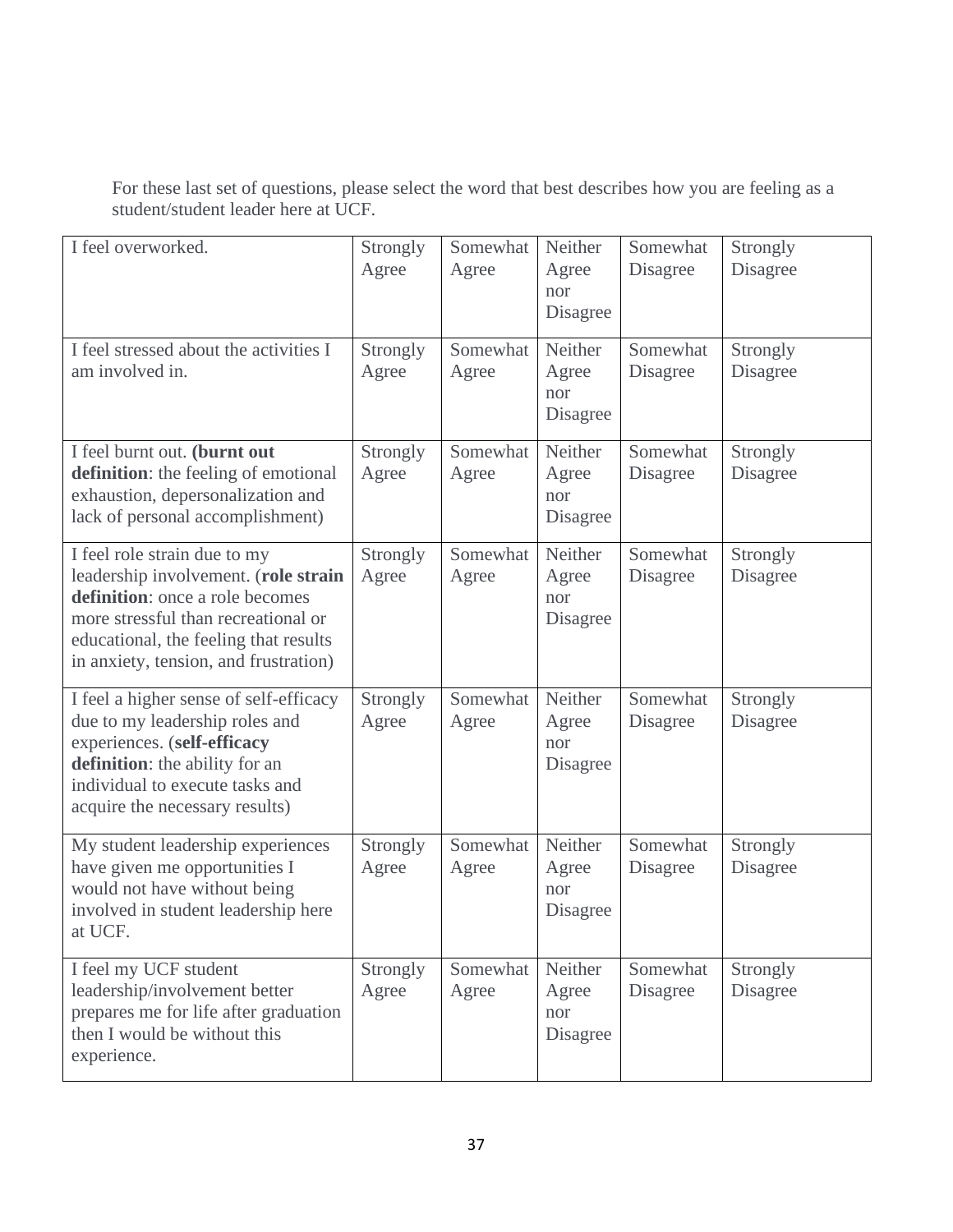For these last set of questions, please select the word that best describes how you are feeling as a student/student leader here at UCF.

| | | | | | |
|---|---|---|---|---|---|
| I feel overworked. | Strongly Agree | Somewhat Agree | Neither Agree nor Disagree | Somewhat Disagree | Strongly Disagree |
| I feel stressed about the activities I am involved in. | Strongly Agree | Somewhat Agree | Neither Agree nor Disagree | Somewhat Disagree | Strongly Disagree |
| I feel burnt out. **(burnt out definition**: the feeling of emotional exhaustion, depersonalization and lack of personal accomplishment) | Strongly Agree | Somewhat Agree | Neither Agree nor Disagree | Somewhat Disagree | Strongly Disagree |
| I feel role strain due to my leadership involvement. (**role strain definition**: once a role becomes more stressful than recreational or educational, the feeling that results in anxiety, tension, and frustration) | Strongly Agree | Somewhat Agree | Neither Agree nor Disagree | Somewhat Disagree | Strongly Disagree |
| I feel a higher sense of self-efficacy due to my leadership roles and experiences. (**self-efficacy definition**: the ability for an individual to execute tasks and acquire the necessary results) | Strongly Agree | Somewhat Agree | Neither Agree nor Disagree | Somewhat Disagree | Strongly Disagree |
| My student leadership experiences have given me opportunities I would not have without being involved in student leadership here at UCF. | Strongly Agree | Somewhat Agree | Neither Agree nor Disagree | Somewhat Disagree | Strongly Disagree |
| I feel my UCF student leadership/involvement better prepares me for life after graduation then I would be without this experience. | Strongly Agree | Somewhat Agree | Neither Agree nor Disagree | Somewhat Disagree | Strongly Disagree |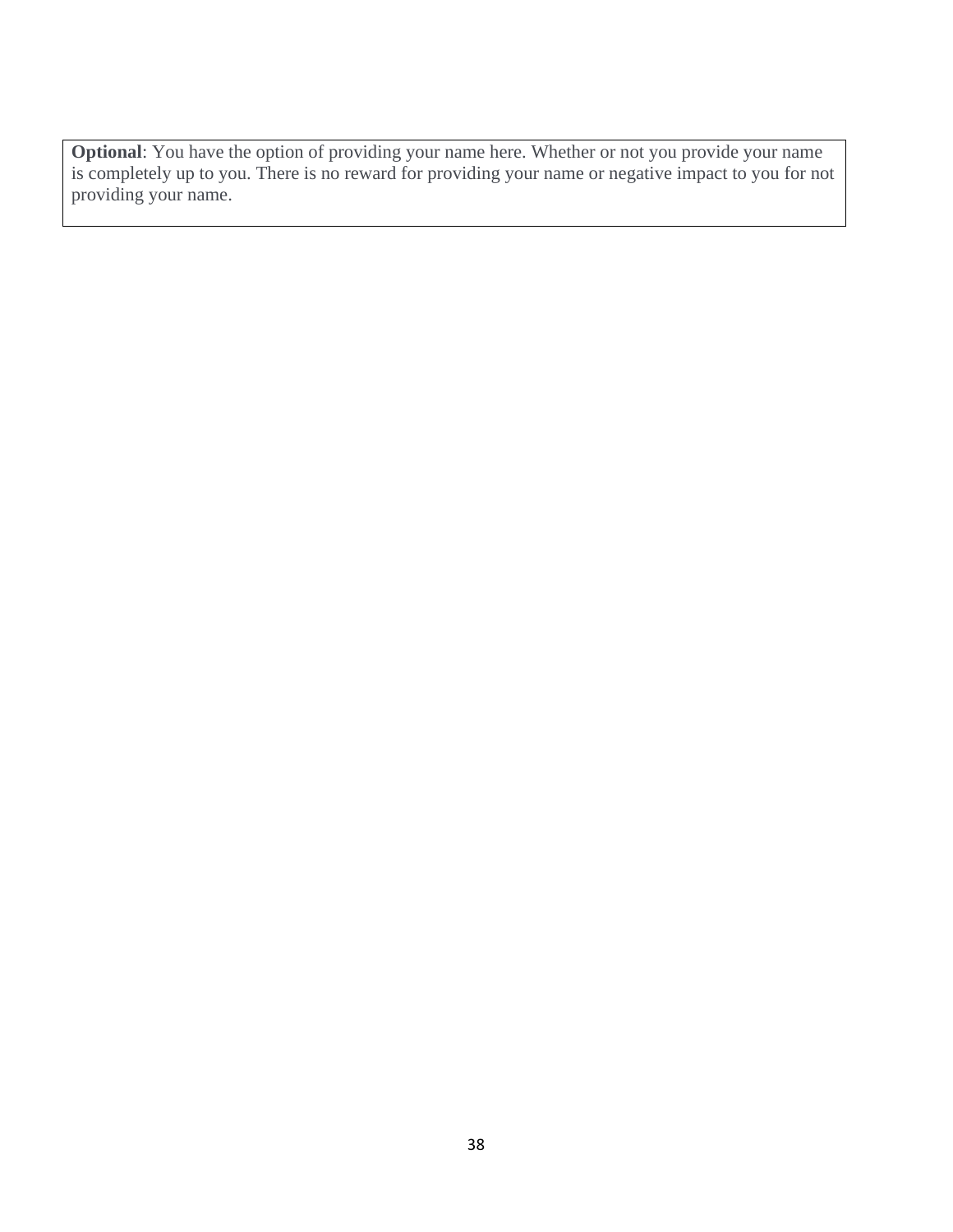**Optional**: You have the option of providing your name here. Whether or not you provide your name is completely up to you. There is no reward for providing your name or negative impact to you for not providing your name.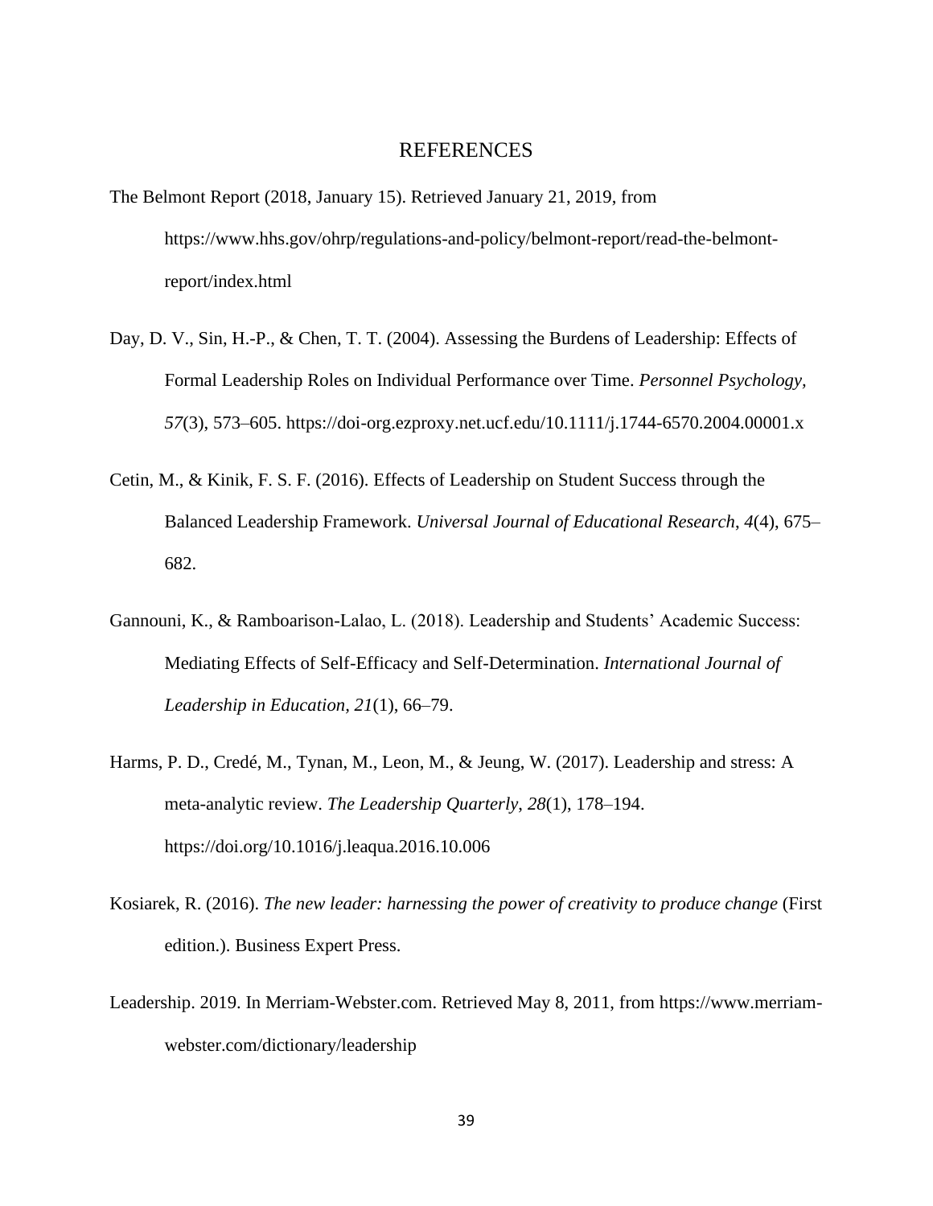# REFERENCES

The Belmont Report (2018, January 15). Retrieved January 21, 2019, from https://www.hhs.gov/ohrp/regulations-and-policy/belmont-report/read-the-belmont-report/index.html

Day, D. V., Sin, H.-P., & Chen, T. T. (2004). Assessing the Burdens of Leadership: Effects of Formal Leadership Roles on Individual Performance over Time. *Personnel Psychology, 57*(3), 573–605. https://doi-org.ezproxy.net.ucf.edu/10.1111/j.1744-6570.2004.00001.x

Cetin, M., & Kinik, F. S. F. (2016). Effects of Leadership on Student Success through the Balanced Leadership Framework. *Universal Journal of Educational Research*, *4*(4), 675–682.

Gannouni, K., & Ramboarison-Lalao, L. (2018). Leadership and Students' Academic Success: Mediating Effects of Self-Efficacy and Self-Determination. *International Journal of Leadership in Education*, *21*(1), 66–79.

Harms, P. D., Credé, M., Tynan, M., Leon, M., & Jeung, W. (2017). Leadership and stress: A meta-analytic review. *The Leadership Quarterly*, *28*(1), 178–194. https://doi.org/10.1016/j.leaqua.2016.10.006

Kosiarek, R. (2016). *The new leader: harnessing the power of creativity to produce change* (First edition.). Business Expert Press.

Leadership. 2019. In Merriam-Webster.com. Retrieved May 8, 2011, from https://www.merriam-webster.com/dictionary/leadership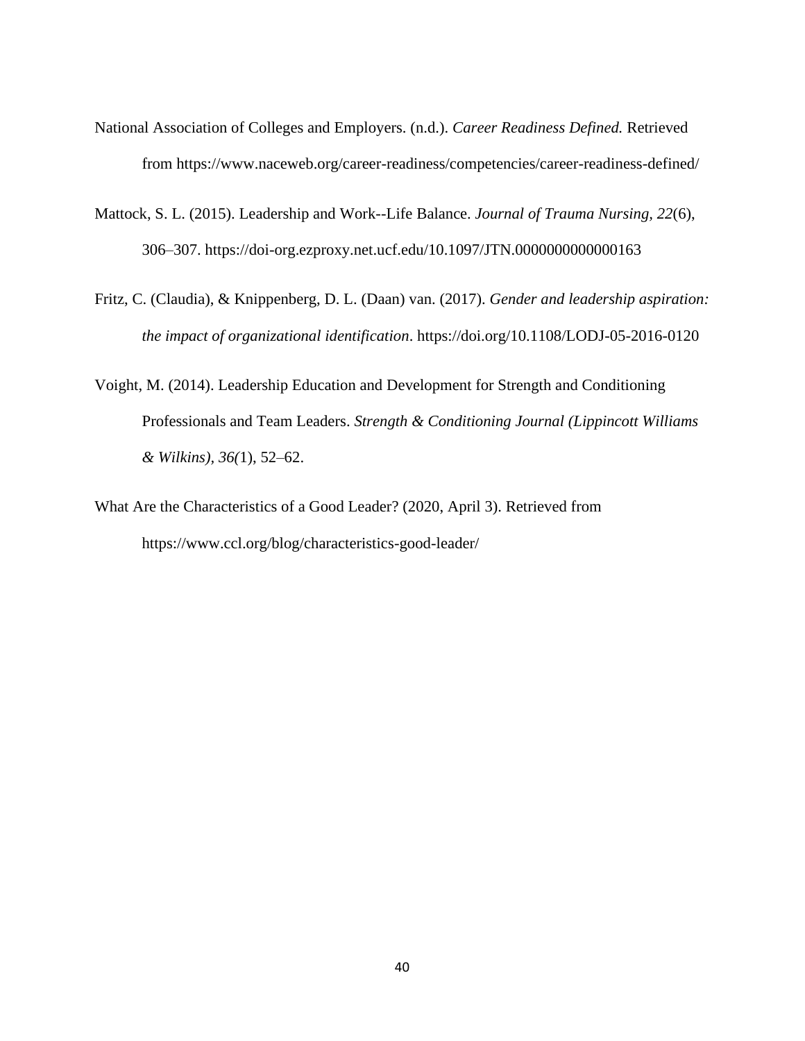National Association of Colleges and Employers. (n.d.). *Career Readiness Defined.* Retrieved from https://www.naceweb.org/career-readiness/competencies/career-readiness-defined/

Mattock, S. L. (2015). Leadership and Work--Life Balance. *Journal of Trauma Nursing, 22*(6), 306–307. https://doi-org.ezproxy.net.ucf.edu/10.1097/JTN.0000000000000163

Fritz, C. (Claudia), & Knippenberg, D. L. (Daan) van. (2017). *Gender and leadership aspiration: the impact of organizational identification*. https://doi.org/10.1108/LODJ-05-2016-0120

Voight, M. (2014). Leadership Education and Development for Strength and Conditioning Professionals and Team Leaders. *Strength & Conditioning Journal (Lippincott Williams & Wilkins), 36(*1), 52–62.

What Are the Characteristics of a Good Leader? (2020, April 3). Retrieved from https://www.ccl.org/blog/characteristics-good-leader/